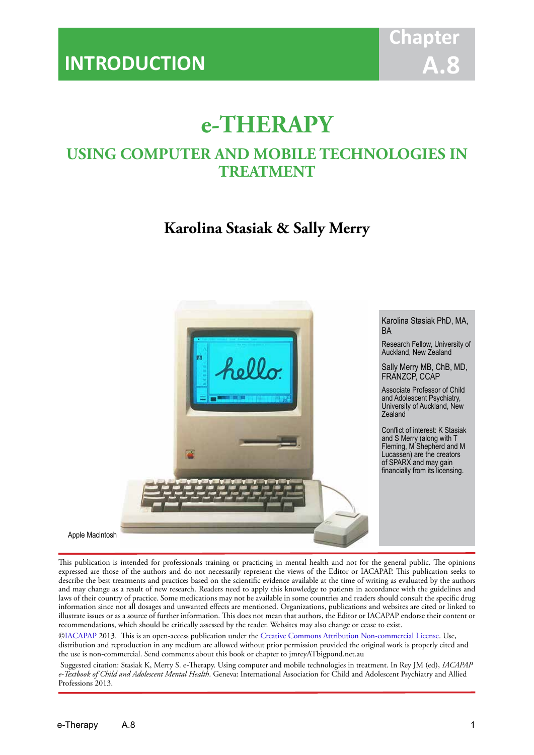# INTRODUCTION

Chapter A.8

# e-THERAPY

## USING COMPUTER AND MOBILE TECHNOLOGIES IN TREATMENT

**Karolina Stasiak & Sally Merry**

Apple Macintosh

Karolina Stasiak PhD, MA, BA

Research Fellow, University of Auckland, New Zealand

Sally Merry MB, ChB, MD, FRANZCP, CCAP

Associate Professor of Child and Adolescent Psychiatry, University of Auckland, New Zealand

Conflict of interest: K Stasiak and S Merry (along with T Fleming, M Shepherd and M Lucassen) are the creators of SPARX and may gain financially from its licensing.

This publication is intended for professionals training or practicing in mental health and not for the general public. The opinions expressed are those of the authors and do not necessarily represent the views of the Editor or IACAPAP. This publication seeks to describe the best treatments and practices based on the scientific evidence available at the time of writing as evaluated by the authors and may change as a result of new research. Readers need to apply this knowledge to patients in accordance with the guidelines and laws of their country of practice. Some medications may not be available in some countries and readers should consult the specific drug information since not all dosages and unwanted effects are mentioned. Organizations, publications and websites are cited or linked to illustrate issues or as a source of further information. This does not mean that authors, the Editor or IACAPAP endorse their content or recommendations, which should be critically assessed by the reader. Websites may also change or cease to exist.

©IACAPAP 2013. This is an open-access publication under the Creative Commons Attribution Non-commercial License. Use, distribution and reproduction in any medium are allowed without prior permission provided the original work is properly cited and the use is non-commercial. Send comments about this book or chapter to jmreyATbigpond.net.au

Suggested citation: Stasiak K, Merry S. e-Therapy. Using computer and mobile technologies in treatment. In Rey JM (ed), *IACAPAP e-Textbook of Child and Adolescent Mental Health*. Geneva: International Association for Child and Adolescent Psychiatry and Allied Professions 2013.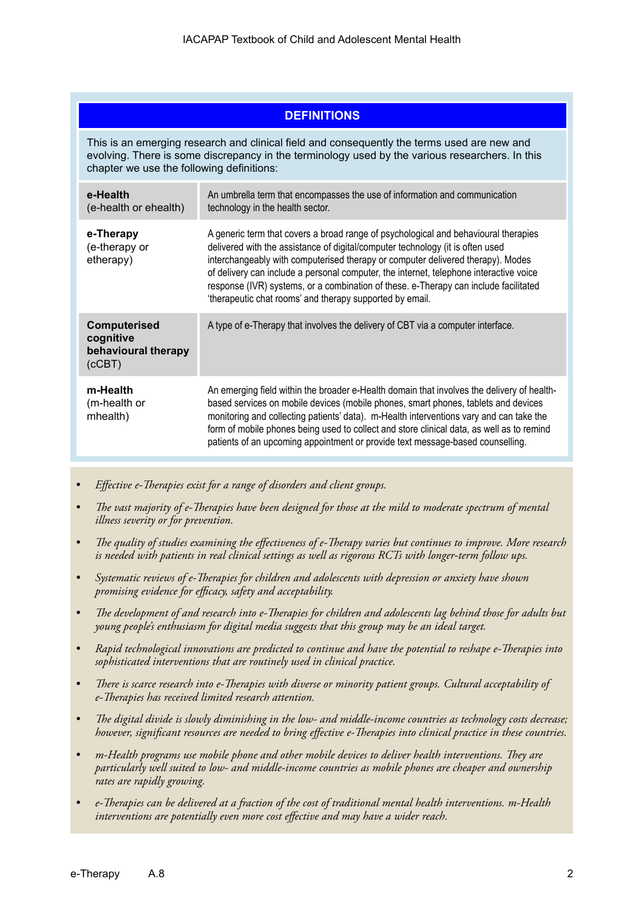## DEFINITIONS

This is an emerging research and clinical field and consequently the terms used are new and evolving. There is some discrepancy in the terminology used by the various researchers. In this chapter we use the following definitions:

| Term | Definition |
|---|---|
| **e-Health** (e-health or ehealth) | An umbrella term that encompasses the use of information and communication technology in the health sector. |
| **e-Therapy** (e-therapy or etherapy) | A generic term that covers a broad range of psychological and behavioural therapies delivered with the assistance of digital/computer technology (it is often used interchangeably with computerised therapy or computer delivered therapy). Modes of delivery can include a personal computer, the internet, telephone interactive voice response (IVR) systems, or a combination of these. e-Therapy can include facilitated 'therapeutic chat rooms' and therapy supported by email. |
| **Computerised cognitive behavioural therapy** (cCBT) | A type of e-Therapy that involves the delivery of CBT via a computer interface. |
| **m-Health** (m-health or mhealth) | An emerging field within the broader e-Health domain that involves the delivery of health-based services on mobile devices (mobile phones, smart phones, tablets and devices monitoring and collecting patients' data). m-Health interventions vary and can take the form of mobile phones being used to collect and store clinical data, as well as to remind patients of an upcoming appointment or provide text message-based counselling. |

- *Effective e-Therapies exist for a range of disorders and client groups.*
- *The vast majority of e-Therapies have been designed for those at the mild to moderate spectrum of mental illness severity or for prevention.*
- *The quality of studies examining the effectiveness of e-Therapy varies but continues to improve. More research is needed with patients in real clinical settings as well as rigorous RCTs with longer-term follow ups.*
- *Systematic reviews of e-Therapies for children and adolescents with depression or anxiety have shown promising evidence for efficacy, safety and acceptability.*
- *The development of and research into e-Therapies for children and adolescents lag behind those for adults but young people's enthusiasm for digital media suggests that this group may be an ideal target.*
- *Rapid technological innovations are predicted to continue and have the potential to reshape e-Therapies into sophisticated interventions that are routinely used in clinical practice.*
- *There is scarce research into e-Therapies with diverse or minority patient groups. Cultural acceptability of e-Therapies has received limited research attention.*
- *The digital divide is slowly diminishing in the low- and middle-income countries as technology costs decrease; however, significant resources are needed to bring effective e-Therapies into clinical practice in these countries.*
- *m-Health programs use mobile phone and other mobile devices to deliver health interventions. They are particularly well suited to low- and middle-income countries as mobile phones are cheaper and ownership rates are rapidly growing.*
- *e-Therapies can be delivered at a fraction of the cost of traditional mental health interventions. m-Health interventions are potentially even more cost effective and may have a wider reach.*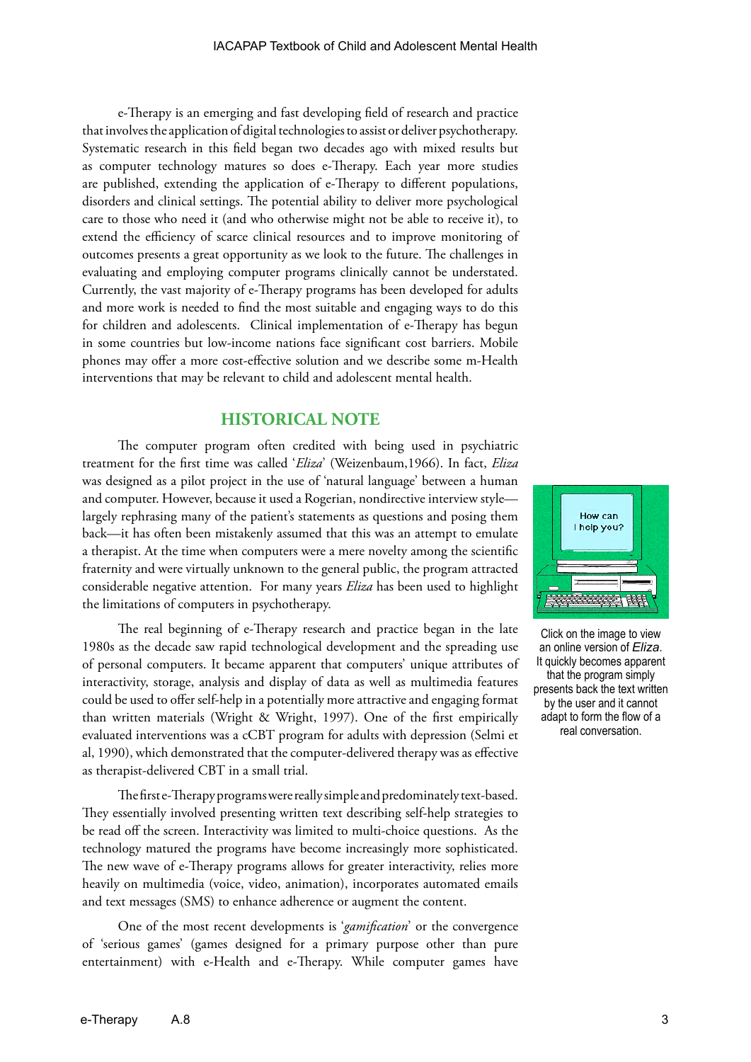e-Therapy is an emerging and fast developing field of research and practice that involves the application of digital technologies to assist or deliver psychotherapy. Systematic research in this field began two decades ago with mixed results but as computer technology matures so does e-Therapy. Each year more studies are published, extending the application of e-Therapy to different populations, disorders and clinical settings. The potential ability to deliver more psychological care to those who need it (and who otherwise might not be able to receive it), to extend the efficiency of scarce clinical resources and to improve monitoring of outcomes presents a great opportunity as we look to the future. The challenges in evaluating and employing computer programs clinically cannot be understated. Currently, the vast majority of e-Therapy programs has been developed for adults and more work is needed to find the most suitable and engaging ways to do this for children and adolescents. Clinical implementation of e-Therapy has begun in some countries but low-income nations face significant cost barriers. Mobile phones may offer a more cost-effective solution and we describe some m-Health interventions that may be relevant to child and adolescent mental health.

## HISTORICAL NOTE

The computer program often credited with being used in psychiatric treatment for the first time was called '*Eliza*' (Weizenbaum,1966). In fact, *Eliza* was designed as a pilot project in the use of 'natural language' between a human and computer. However, because it used a Rogerian, nondirective interview style—largely rephrasing many of the patient's statements as questions and posing them back—it has often been mistakenly assumed that this was an attempt to emulate a therapist. At the time when computers were a mere novelty among the scientific fraternity and were virtually unknown to the general public, the program attracted considerable negative attention. For many years *Eliza* has been used to highlight the limitations of computers in psychotherapy.

Click on the image to view an online version of *Eliza*. It quickly becomes apparent that the program simply presents back the text written by the user and it cannot adapt to form the flow of a real conversation.

The real beginning of e-Therapy research and practice began in the late 1980s as the decade saw rapid technological development and the spreading use of personal computers. It became apparent that computers' unique attributes of interactivity, storage, analysis and display of data as well as multimedia features could be used to offer self-help in a potentially more attractive and engaging format than written materials (Wright & Wright, 1997). One of the first empirically evaluated interventions was a cCBT program for adults with depression (Selmi et al, 1990), which demonstrated that the computer-delivered therapy was as effective as therapist-delivered CBT in a small trial.

The first e-Therapy programs were really simple and predominately text-based. They essentially involved presenting written text describing self-help strategies to be read off the screen. Interactivity was limited to multi-choice questions. As the technology matured the programs have become increasingly more sophisticated. The new wave of e-Therapy programs allows for greater interactivity, relies more heavily on multimedia (voice, video, animation), incorporates automated emails and text messages (SMS) to enhance adherence or augment the content.

One of the most recent developments is '*gamification*' or the convergence of 'serious games' (games designed for a primary purpose other than pure entertainment) with e-Health and e-Therapy. While computer games have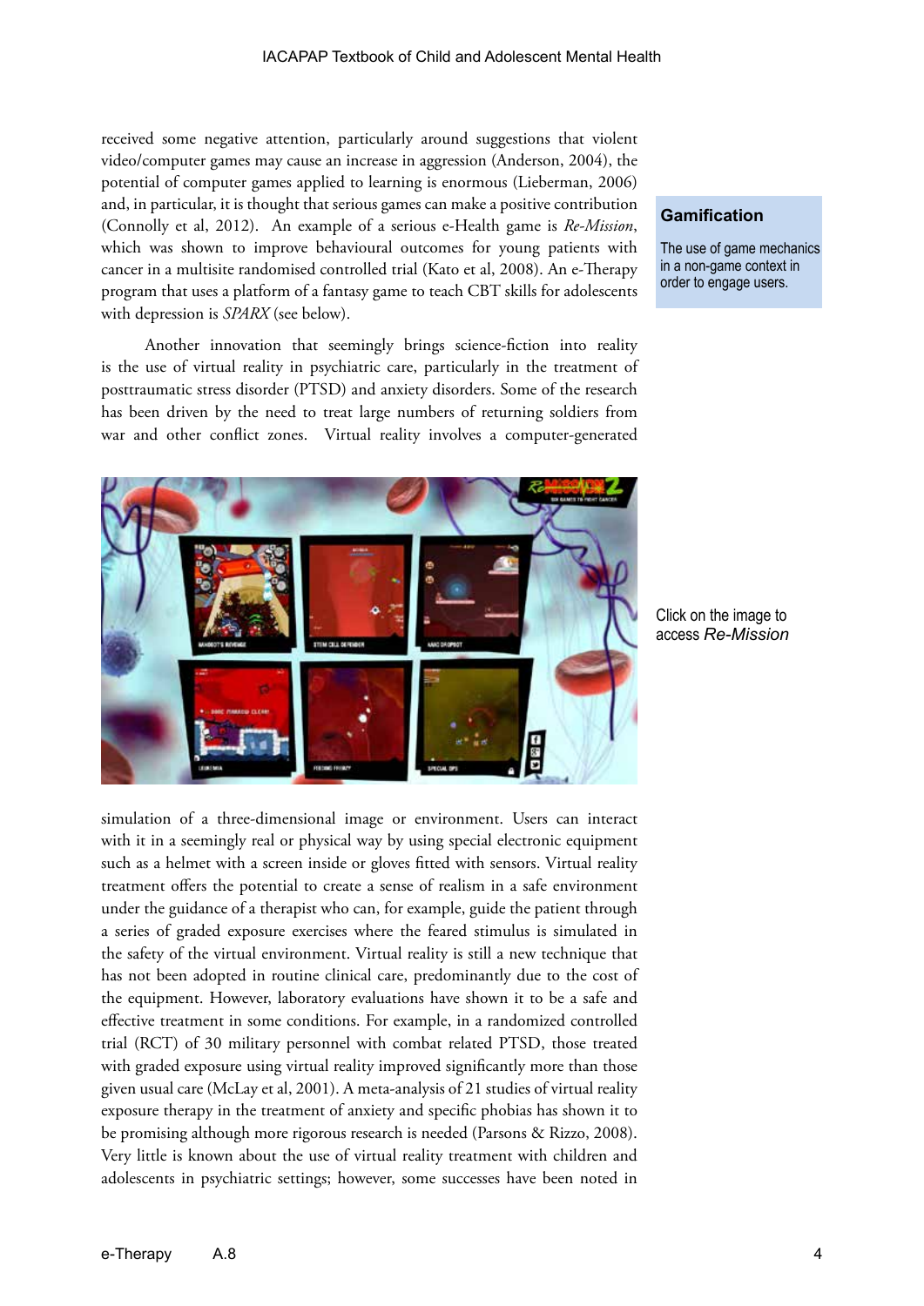received some negative attention, particularly around suggestions that violent video/computer games may cause an increase in aggression (Anderson, 2004), the potential of computer games applied to learning is enormous (Lieberman, 2006) and, in particular, it is thought that serious games can make a positive contribution (Connolly et al, 2012). An example of a serious e-Health game is *Re-Mission*, which was shown to improve behavioural outcomes for young patients with cancer in a multisite randomised controlled trial (Kato et al, 2008). An e-Therapy program that uses a platform of a fantasy game to teach CBT skills for adolescents with depression is *SPARX* (see below).

**Gamification**

The use of game mechanics in a non-game context in order to engage users.

Another innovation that seemingly brings science-fiction into reality is the use of virtual reality in psychiatric care, particularly in the treatment of posttraumatic stress disorder (PTSD) and anxiety disorders. Some of the research has been driven by the need to treat large numbers of returning soldiers from war and other conflict zones. Virtual reality involves a computer-generated simulation of a three-dimensional image or environment. Users can interact with it in a seemingly real or physical way by using special electronic equipment such as a helmet with a screen inside or gloves fitted with sensors. Virtual reality treatment offers the potential to create a sense of realism in a safe environment under the guidance of a therapist who can, for example, guide the patient through a series of graded exposure exercises where the feared stimulus is simulated in the safety of the virtual environment. Virtual reality is still a new technique that has not been adopted in routine clinical care, predominantly due to the cost of the equipment. However, laboratory evaluations have shown it to be a safe and effective treatment in some conditions. For example, in a randomized controlled trial (RCT) of 30 military personnel with combat related PTSD, those treated with graded exposure using virtual reality improved significantly more than those given usual care (McLay et al, 2001). A meta-analysis of 21 studies of virtual reality exposure therapy in the treatment of anxiety and specific phobias has shown it to be promising although more rigorous research is needed (Parsons & Rizzo, 2008). Very little is known about the use of virtual reality treatment with children and adolescents in psychiatric settings; however, some successes have been noted in

Click on the image to access *Re-Mission*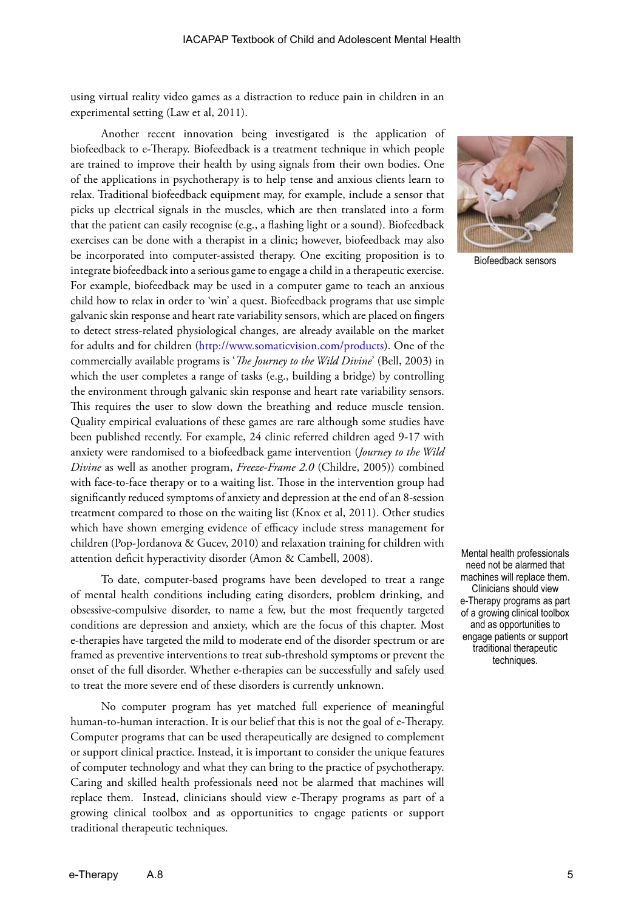using virtual reality video games as a distraction to reduce pain in children in an experimental setting (Law et al, 2011).

Another recent innovation being investigated is the application of biofeedback to e-Therapy. Biofeedback is a treatment technique in which people are trained to improve their health by using signals from their own bodies. One of the applications in psychotherapy is to help tense and anxious clients learn to relax. Traditional biofeedback equipment may, for example, include a sensor that picks up electrical signals in the muscles, which are then translated into a form that the patient can easily recognise (e.g., a flashing light or a sound). Biofeedback exercises can be done with a therapist in a clinic; however, biofeedback may also be incorporated into computer-assisted therapy. One exciting proposition is to integrate biofeedback into a serious game to engage a child in a therapeutic exercise. For example, biofeedback may be used in a computer game to teach an anxious child how to relax in order to 'win' a quest. Biofeedback programs that use simple galvanic skin response and heart rate variability sensors, which are placed on fingers to detect stress-related physiological changes, are already available on the market for adults and for children (http://www.somaticvision.com/products). One of the commercially available programs is '*The Journey to the Wild Divine*' (Bell, 2003) in which the user completes a range of tasks (e.g., building a bridge) by controlling the environment through galvanic skin response and heart rate variability sensors. This requires the user to slow down the breathing and reduce muscle tension. Quality empirical evaluations of these games are rare although some studies have been published recently. For example, 24 clinic referred children aged 9-17 with anxiety were randomised to a biofeedback game intervention (*Journey to the Wild Divine* as well as another program, *Freeze-Frame 2.0* (Childre, 2005)) combined with face-to-face therapy or to a waiting list. Those in the intervention group had significantly reduced symptoms of anxiety and depression at the end of an 8-session treatment compared to those on the waiting list (Knox et al, 2011). Other studies which have shown emerging evidence of efficacy include stress management for children (Pop-Jordanova & Gucev, 2010) and relaxation training for children with attention deficit hyperactivity disorder (Amon & Cambell, 2008).

Biofeedback sensors

To date, computer-based programs have been developed to treat a range of mental health conditions including eating disorders, problem drinking, and obsessive-compulsive disorder, to name a few, but the most frequently targeted conditions are depression and anxiety, which are the focus of this chapter. Most e-therapies have targeted the mild to moderate end of the disorder spectrum or are framed as preventive interventions to treat sub-threshold symptoms or prevent the onset of the full disorder. Whether e-therapies can be successfully and safely used to treat the more severe end of these disorders is currently unknown.

No computer program has yet matched full experience of meaningful human-to-human interaction. It is our belief that this is not the goal of e-Therapy. Computer programs that can be used therapeutically are designed to complement or support clinical practice. Instead, it is important to consider the unique features of computer technology and what they can bring to the practice of psychotherapy. Caring and skilled health professionals need not be alarmed that machines will replace them. Instead, clinicians should view e-Therapy programs as part of a growing clinical toolbox and as opportunities to engage patients or support traditional therapeutic techniques.

Mental health professionals need not be alarmed that machines will replace them. Clinicians should view e-Therapy programs as part of a growing clinical toolbox and as opportunities to engage patients or support traditional therapeutic techniques.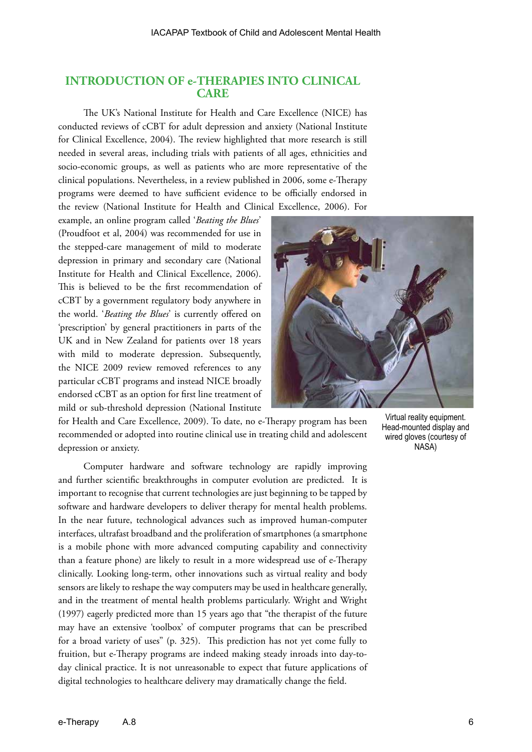## INTRODUCTION OF e-THERAPIES INTO CLINICAL CARE

The UK's National Institute for Health and Care Excellence (NICE) has conducted reviews of cCBT for adult depression and anxiety (National Institute for Clinical Excellence, 2004). The review highlighted that more research is still needed in several areas, including trials with patients of all ages, ethnicities and socio-economic groups, as well as patients who are more representative of the clinical populations. Nevertheless, in a review published in 2006, some e-Therapy programs were deemed to have sufficient evidence to be officially endorsed in the review (National Institute for Health and Clinical Excellence, 2006). For example, an online program called '*Beating the Blues*' (Proudfoot et al, 2004) was recommended for use in the stepped-care management of mild to moderate depression in primary and secondary care (National Institute for Health and Clinical Excellence, 2006). This is believed to be the first recommendation of cCBT by a government regulatory body anywhere in the world. '*Beating the Blues*' is currently offered on 'prescription' by general practitioners in parts of the UK and in New Zealand for patients over 18 years with mild to moderate depression. Subsequently, the NICE 2009 review removed references to any particular cCBT programs and instead NICE broadly endorsed cCBT as an option for first line treatment of mild or sub-threshold depression (National Institute for Health and Care Excellence, 2009). To date, no e-Therapy program has been recommended or adopted into routine clinical use in treating child and adolescent depression or anxiety.

Virtual reality equipment. Head-mounted display and wired gloves (courtesy of NASA)

Computer hardware and software technology are rapidly improving and further scientific breakthroughs in computer evolution are predicted. It is important to recognise that current technologies are just beginning to be tapped by software and hardware developers to deliver therapy for mental health problems. In the near future, technological advances such as improved human-computer interfaces, ultrafast broadband and the proliferation of smartphones (a smartphone is a mobile phone with more advanced computing capability and connectivity than a feature phone) are likely to result in a more widespread use of e-Therapy clinically. Looking long-term, other innovations such as virtual reality and body sensors are likely to reshape the way computers may be used in healthcare generally, and in the treatment of mental health problems particularly. Wright and Wright (1997) eagerly predicted more than 15 years ago that "the therapist of the future may have an extensive 'toolbox' of computer programs that can be prescribed for a broad variety of uses" (p. 325). This prediction has not yet come fully to fruition, but e-Therapy programs are indeed making steady inroads into day-to-day clinical practice. It is not unreasonable to expect that future applications of digital technologies to healthcare delivery may dramatically change the field.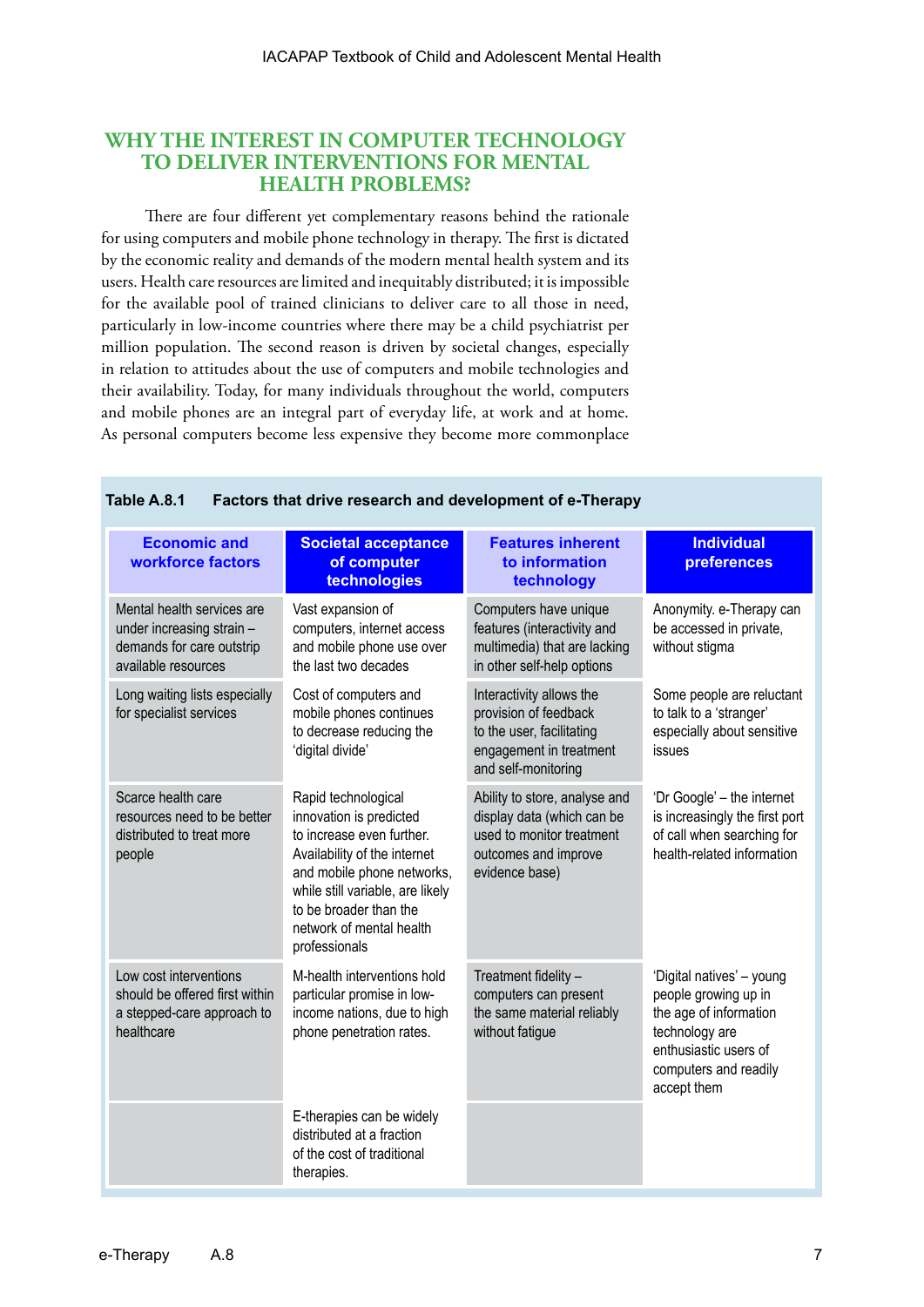## WHY THE INTEREST IN COMPUTER TECHNOLOGY TO DELIVER INTERVENTIONS FOR MENTAL HEALTH PROBLEMS?

There are four different yet complementary reasons behind the rationale for using computers and mobile phone technology in therapy. The first is dictated by the economic reality and demands of the modern mental health system and its users. Health care resources are limited and inequitably distributed; it is impossible for the available pool of trained clinicians to deliver care to all those in need, particularly in low-income countries where there may be a child psychiatrist per million population. The second reason is driven by societal changes, especially in relation to attitudes about the use of computers and mobile technologies and their availability. Today, for many individuals throughout the world, computers and mobile phones are an integral part of everyday life, at work and at home. As personal computers become less expensive they become more commonplace

**Table A.8.1 Factors that drive research and development of e-Therapy**

| Economic and workforce factors | Societal acceptance of computer technologies | Features inherent to information technology | Individual preferences |
|---|---|---|---|
| Mental health services are under increasing strain – demands for care outstrip available resources | Vast expansion of computers, internet access and mobile phone use over the last two decades | Computers have unique features (interactivity and multimedia) that are lacking in other self-help options | Anonymity. e-Therapy can be accessed in private, without stigma |
| Long waiting lists especially for specialist services | Cost of computers and mobile phones continues to decrease reducing the 'digital divide' | Interactivity allows the provision of feedback to the user, facilitating engagement in treatment and self-monitoring | Some people are reluctant to talk to a 'stranger' especially about sensitive issues |
| Scarce health care resources need to be better distributed to treat more people | Rapid technological innovation is predicted to increase even further. Availability of the internet and mobile phone networks, while still variable, are likely to be broader than the network of mental health professionals | Ability to store, analyse and display data (which can be used to monitor treatment outcomes and improve evidence base) | 'Dr Google' – the internet is increasingly the first port of call when searching for health-related information |
| Low cost interventions should be offered first within a stepped-care approach to healthcare | M-health interventions hold particular promise in low-income nations, due to high phone penetration rates. | Treatment fidelity – computers can present the same material reliably without fatigue | 'Digital natives' – young people growing up in the age of information technology are enthusiastic users of computers and readily accept them |
| | E-therapies can be widely distributed at a fraction of the cost of traditional therapies. | | |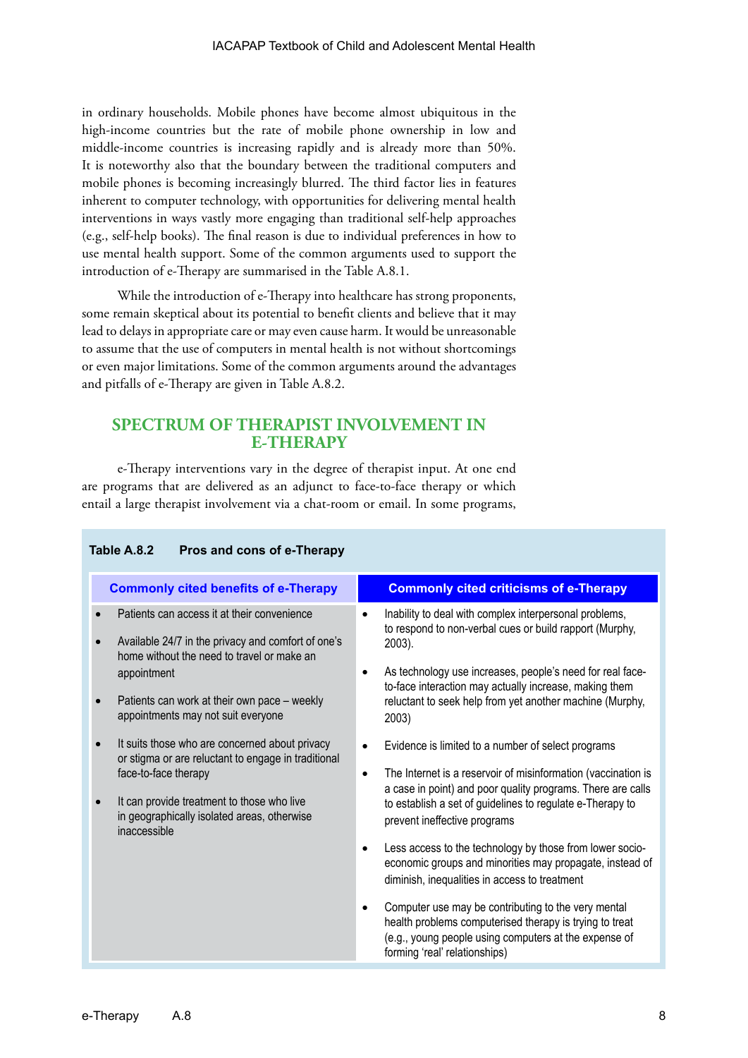in ordinary households. Mobile phones have become almost ubiquitous in the high-income countries but the rate of mobile phone ownership in low and middle-income countries is increasing rapidly and is already more than 50%. It is noteworthy also that the boundary between the traditional computers and mobile phones is becoming increasingly blurred. The third factor lies in features inherent to computer technology, with opportunities for delivering mental health interventions in ways vastly more engaging than traditional self-help approaches (e.g., self-help books). The final reason is due to individual preferences in how to use mental health support. Some of the common arguments used to support the introduction of e-Therapy are summarised in the Table A.8.1.

While the introduction of e-Therapy into healthcare has strong proponents, some remain skeptical about its potential to benefit clients and believe that it may lead to delays in appropriate care or may even cause harm. It would be unreasonable to assume that the use of computers in mental health is not without shortcomings or even major limitations. Some of the common arguments around the advantages and pitfalls of e-Therapy are given in Table A.8.2.

## SPECTRUM OF THERAPIST INVOLVEMENT IN E-THERAPY

e-Therapy interventions vary in the degree of therapist input. At one end are programs that are delivered as an adjunct to face-to-face therapy or which entail a large therapist involvement via a chat-room or email. In some programs,

**Table A.8.2 Pros and cons of e-Therapy**

| Commonly cited benefits of e-Therapy | Commonly cited criticisms of e-Therapy |
|---|---|
| • Patients can access it at their convenience<br>• Available 24/7 in the privacy and comfort of one's home without the need to travel or make an appointment<br>• Patients can work at their own pace – weekly appointments may not suit everyone<br>• It suits those who are concerned about privacy or stigma or are reluctant to engage in traditional face-to-face therapy<br>• It can provide treatment to those who live in geographically isolated areas, otherwise inaccessible | • Inability to deal with complex interpersonal problems, to respond to non-verbal cues or build rapport (Murphy, 2003).<br>• As technology use increases, people's need for real face-to-face interaction may actually increase, making them reluctant to seek help from yet another machine (Murphy, 2003)<br>• Evidence is limited to a number of select programs<br>• The Internet is a reservoir of misinformation (vaccination is a case in point) and poor quality programs. There are calls to establish a set of guidelines to regulate e-Therapy to prevent ineffective programs<br>• Less access to the technology by those from lower socio-economic groups and minorities may propagate, instead of diminish, inequalities in access to treatment<br>• Computer use may be contributing to the very mental health problems computerised therapy is trying to treat (e.g., young people using computers at the expense of forming 'real' relationships) |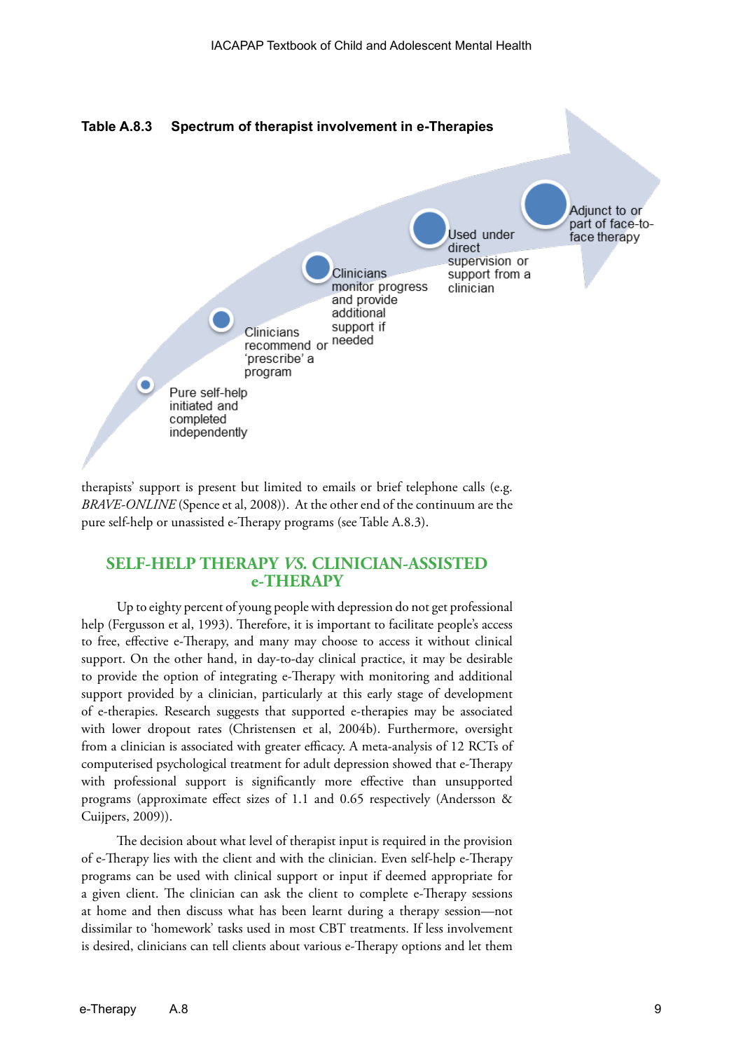**Table A.8.3 Spectrum of therapist involvement in e-Therapies**

- Pure self-help initiated and completed independently
- Clinicians recommend or 'prescribe' a program
- Clinicians monitor progress and provide additional support if needed
- Used under direct supervision or support from a clinician
- Adjunct to or part of face-to-face therapy

therapists' support is present but limited to emails or brief telephone calls (e.g. *BRAVE-ONLINE* (Spence et al, 2008)). At the other end of the continuum are the pure self-help or unassisted e-Therapy programs (see Table A.8.3).

## SELF-HELP THERAPY *VS.* CLINICIAN-ASSISTED e-THERAPY

Up to eighty percent of young people with depression do not get professional help (Fergusson et al, 1993). Therefore, it is important to facilitate people's access to free, effective e-Therapy, and many may choose to access it without clinical support. On the other hand, in day-to-day clinical practice, it may be desirable to provide the option of integrating e-Therapy with monitoring and additional support provided by a clinician, particularly at this early stage of development of e-therapies. Research suggests that supported e-therapies may be associated with lower dropout rates (Christensen et al, 2004b). Furthermore, oversight from a clinician is associated with greater efficacy. A meta-analysis of 12 RCTs of computerised psychological treatment for adult depression showed that e-Therapy with professional support is significantly more effective than unsupported programs (approximate effect sizes of 1.1 and 0.65 respectively (Andersson & Cuijpers, 2009)).

The decision about what level of therapist input is required in the provision of e-Therapy lies with the client and with the clinician. Even self-help e-Therapy programs can be used with clinical support or input if deemed appropriate for a given client. The clinician can ask the client to complete e-Therapy sessions at home and then discuss what has been learnt during a therapy session—not dissimilar to 'homework' tasks used in most CBT treatments. If less involvement is desired, clinicians can tell clients about various e-Therapy options and let them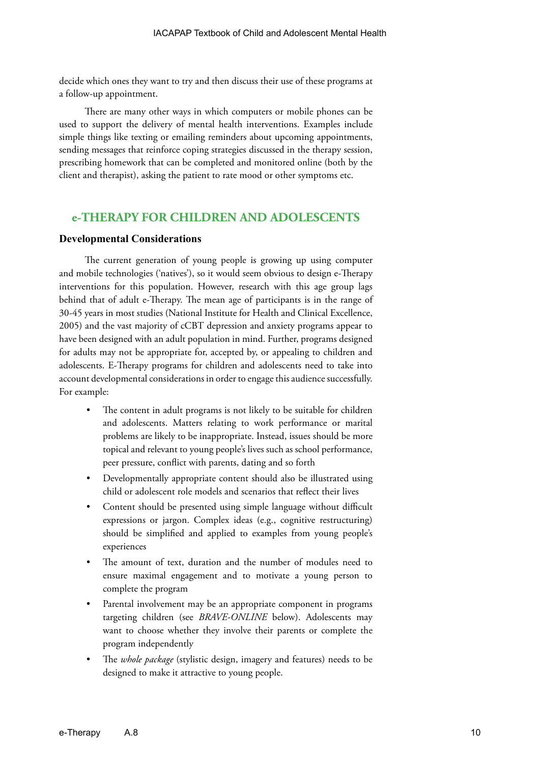decide which ones they want to try and then discuss their use of these programs at a follow-up appointment.

There are many other ways in which computers or mobile phones can be used to support the delivery of mental health interventions. Examples include simple things like texting or emailing reminders about upcoming appointments, sending messages that reinforce coping strategies discussed in the therapy session, prescribing homework that can be completed and monitored online (both by the client and therapist), asking the patient to rate mood or other symptoms etc.

## e-THERAPY FOR CHILDREN AND ADOLESCENTS

### Developmental Considerations

The current generation of young people is growing up using computer and mobile technologies ('natives'), so it would seem obvious to design e-Therapy interventions for this population. However, research with this age group lags behind that of adult e-Therapy. The mean age of participants is in the range of 30-45 years in most studies (National Institute for Health and Clinical Excellence, 2005) and the vast majority of cCBT depression and anxiety programs appear to have been designed with an adult population in mind. Further, programs designed for adults may not be appropriate for, accepted by, or appealing to children and adolescents. E-Therapy programs for children and adolescents need to take into account developmental considerations in order to engage this audience successfully. For example:

- The content in adult programs is not likely to be suitable for children and adolescents. Matters relating to work performance or marital problems are likely to be inappropriate. Instead, issues should be more topical and relevant to young people's lives such as school performance, peer pressure, conflict with parents, dating and so forth
- Developmentally appropriate content should also be illustrated using child or adolescent role models and scenarios that reflect their lives
- Content should be presented using simple language without difficult expressions or jargon. Complex ideas (e.g., cognitive restructuring) should be simplified and applied to examples from young people's experiences
- The amount of text, duration and the number of modules need to ensure maximal engagement and to motivate a young person to complete the program
- Parental involvement may be an appropriate component in programs targeting children (see *BRAVE-ONLINE* below). Adolescents may want to choose whether they involve their parents or complete the program independently
- The *whole package* (stylistic design, imagery and features) needs to be designed to make it attractive to young people.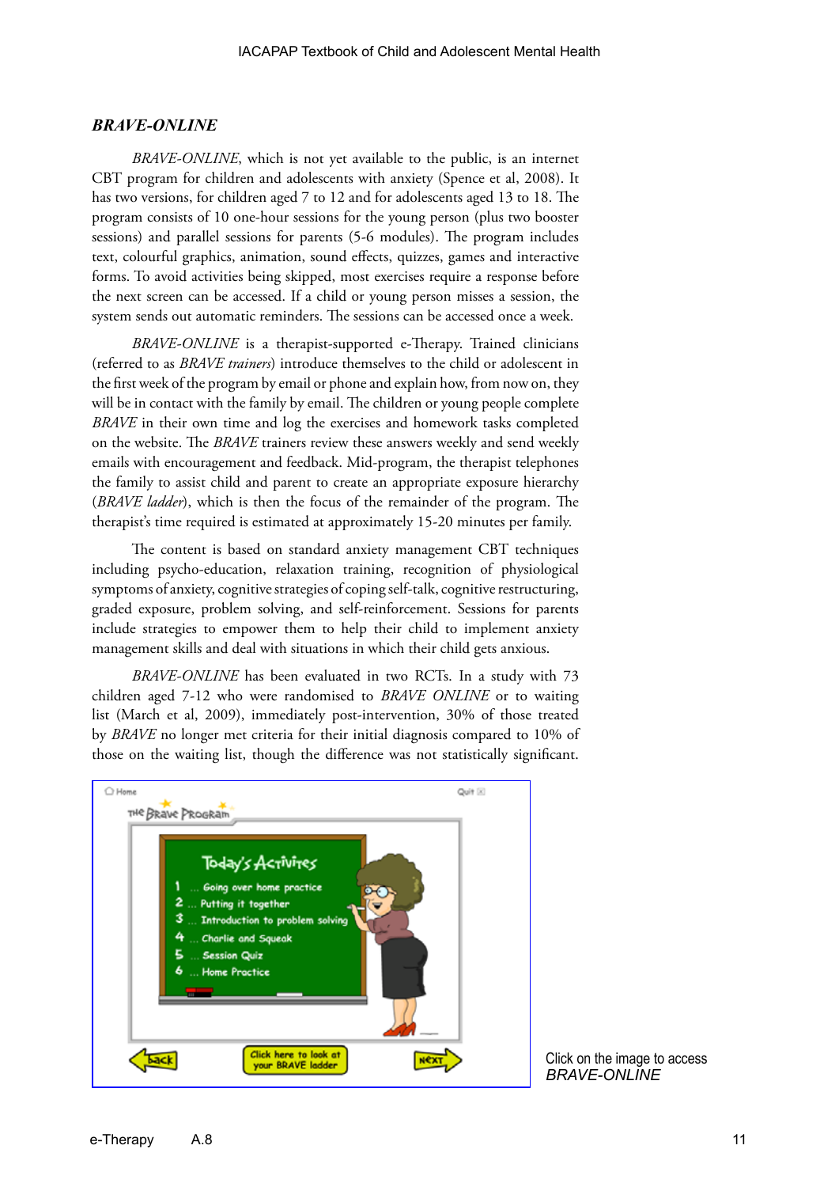### *BRAVE-ONLINE*

*BRAVE-ONLINE*, which is not yet available to the public, is an internet CBT program for children and adolescents with anxiety (Spence et al, 2008). It has two versions, for children aged 7 to 12 and for adolescents aged 13 to 18. The program consists of 10 one-hour sessions for the young person (plus two booster sessions) and parallel sessions for parents (5-6 modules). The program includes text, colourful graphics, animation, sound effects, quizzes, games and interactive forms. To avoid activities being skipped, most exercises require a response before the next screen can be accessed. If a child or young person misses a session, the system sends out automatic reminders. The sessions can be accessed once a week.

*BRAVE-ONLINE* is a therapist-supported e-Therapy. Trained clinicians (referred to as *BRAVE trainers*) introduce themselves to the child or adolescent in the first week of the program by email or phone and explain how, from now on, they will be in contact with the family by email. The children or young people complete *BRAVE* in their own time and log the exercises and homework tasks completed on the website. The *BRAVE* trainers review these answers weekly and send weekly emails with encouragement and feedback. Mid-program, the therapist telephones the family to assist child and parent to create an appropriate exposure hierarchy (*BRAVE ladder*), which is then the focus of the remainder of the program. The therapist's time required is estimated at approximately 15-20 minutes per family.

The content is based on standard anxiety management CBT techniques including psycho-education, relaxation training, recognition of physiological symptoms of anxiety, cognitive strategies of coping self-talk, cognitive restructuring, graded exposure, problem solving, and self-reinforcement. Sessions for parents include strategies to empower them to help their child to implement anxiety management skills and deal with situations in which their child gets anxious.

*BRAVE-ONLINE* has been evaluated in two RCTs. In a study with 73 children aged 7-12 who were randomised to *BRAVE ONLINE* or to waiting list (March et al, 2009), immediately post-intervention, 30% of those treated by *BRAVE* no longer met criteria for their initial diagnosis compared to 10% of those on the waiting list, though the difference was not statistically significant.

Click on the image to access *BRAVE-ONLINE*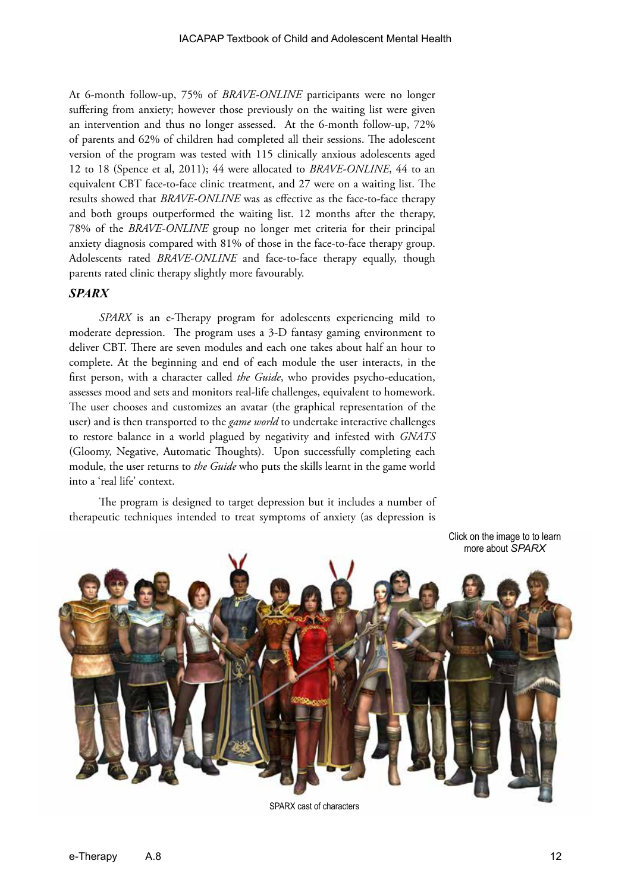At 6-month follow-up, 75% of *BRAVE-ONLINE* participants were no longer suffering from anxiety; however those previously on the waiting list were given an intervention and thus no longer assessed. At the 6-month follow-up, 72% of parents and 62% of children had completed all their sessions. The adolescent version of the program was tested with 115 clinically anxious adolescents aged 12 to 18 (Spence et al, 2011); 44 were allocated to *BRAVE-ONLINE*, 44 to an equivalent CBT face-to-face clinic treatment, and 27 were on a waiting list. The results showed that *BRAVE-ONLINE* was as effective as the face-to-face therapy and both groups outperformed the waiting list. 12 months after the therapy, 78% of the *BRAVE-ONLINE* group no longer met criteria for their principal anxiety diagnosis compared with 81% of those in the face-to-face therapy group. Adolescents rated *BRAVE-ONLINE* and face-to-face therapy equally, though parents rated clinic therapy slightly more favourably.

### *SPARX*

*SPARX* is an e-Therapy program for adolescents experiencing mild to moderate depression. The program uses a 3-D fantasy gaming environment to deliver CBT. There are seven modules and each one takes about half an hour to complete. At the beginning and end of each module the user interacts, in the first person, with a character called *the Guide*, who provides psycho-education, assesses mood and sets and monitors real-life challenges, equivalent to homework. The user chooses and customizes an avatar (the graphical representation of the user) and is then transported to the *game world* to undertake interactive challenges to restore balance in a world plagued by negativity and infested with *GNATS* (Gloomy, Negative, Automatic Thoughts). Upon successfully completing each module, the user returns to *the Guide* who puts the skills learnt in the game world into a 'real life' context.

The program is designed to target depression but it includes a number of therapeutic techniques intended to treat symptoms of anxiety (as depression is

Click on the image to to learn more about *SPARX*

SPARX cast of characters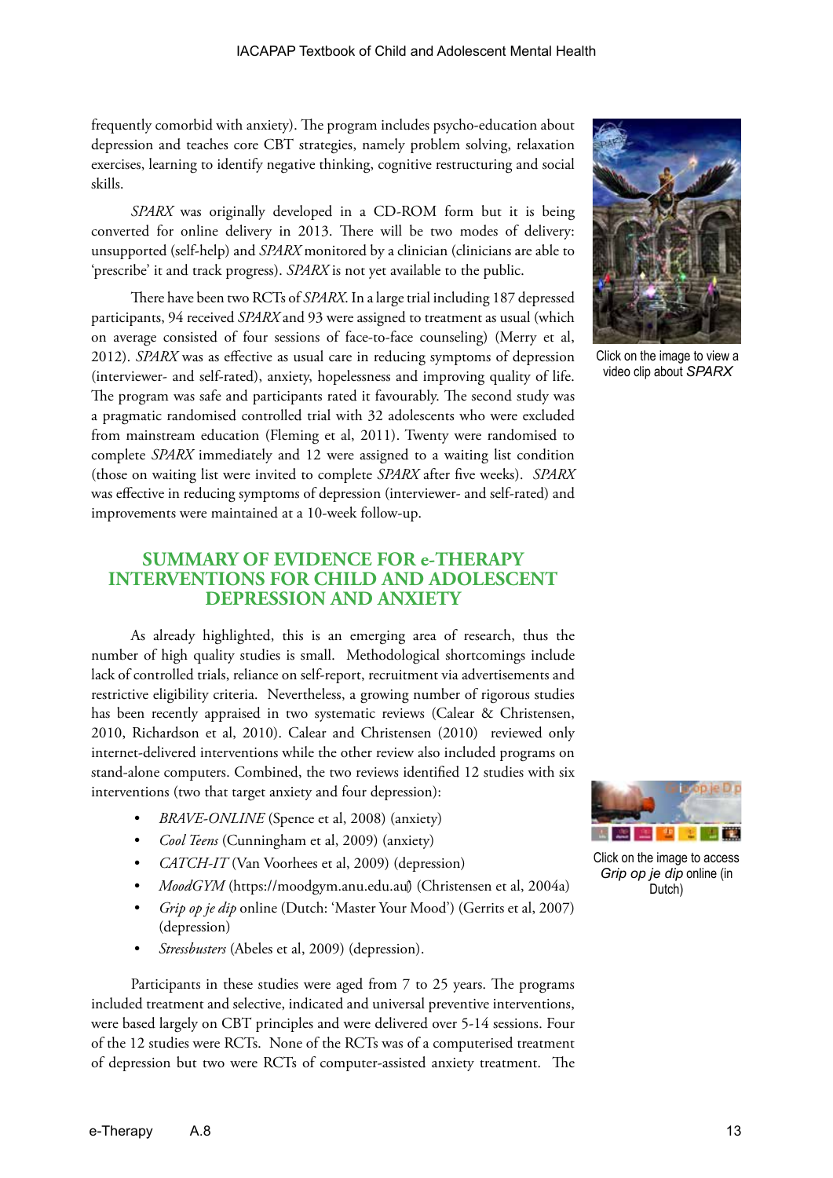frequently comorbid with anxiety). The program includes psycho-education about depression and teaches core CBT strategies, namely problem solving, relaxation exercises, learning to identify negative thinking, cognitive restructuring and social skills.

*SPARX* was originally developed in a CD-ROM form but it is being converted for online delivery in 2013. There will be two modes of delivery: unsupported (self-help) and *SPARX* monitored by a clinician (clinicians are able to 'prescribe' it and track progress). *SPARX* is not yet available to the public.

There have been two RCTs of *SPARX*. In a large trial including 187 depressed participants, 94 received *SPARX* and 93 were assigned to treatment as usual (which on average consisted of four sessions of face-to-face counseling) (Merry et al, 2012). *SPARX* was as effective as usual care in reducing symptoms of depression (interviewer- and self-rated), anxiety, hopelessness and improving quality of life. The program was safe and participants rated it favourably. The second study was a pragmatic randomised controlled trial with 32 adolescents who were excluded from mainstream education (Fleming et al, 2011). Twenty were randomised to complete *SPARX* immediately and 12 were assigned to a waiting list condition (those on waiting list were invited to complete *SPARX* after five weeks). *SPARX* was effective in reducing symptoms of depression (interviewer- and self-rated) and improvements were maintained at a 10-week follow-up.

Click on the image to view a video clip about *SPARX*

## SUMMARY OF EVIDENCE FOR e-THERAPY INTERVENTIONS FOR CHILD AND ADOLESCENT DEPRESSION AND ANXIETY

As already highlighted, this is an emerging area of research, thus the number of high quality studies is small. Methodological shortcomings include lack of controlled trials, reliance on self-report, recruitment via advertisements and restrictive eligibility criteria. Nevertheless, a growing number of rigorous studies has been recently appraised in two systematic reviews (Calear & Christensen, 2010, Richardson et al, 2010). Calear and Christensen (2010) reviewed only internet-delivered interventions while the other review also included programs on stand-alone computers. Combined, the two reviews identified 12 studies with six interventions (two that target anxiety and four depression):

- *BRAVE-ONLINE* (Spence et al, 2008) (anxiety)
- *Cool Teens* (Cunningham et al, 2009) (anxiety)
- *CATCH-IT* (Van Voorhees et al, 2009) (depression)
- *MoodGYM* (https://moodgym.anu.edu.au) (Christensen et al, 2004a)
- *Grip op je dip* online (Dutch: 'Master Your Mood') (Gerrits et al, 2007) (depression)
- *Stressbusters* (Abeles et al, 2009) (depression).

Click on the image to access *Grip op je dip* online (in Dutch)

Participants in these studies were aged from 7 to 25 years. The programs included treatment and selective, indicated and universal preventive interventions, were based largely on CBT principles and were delivered over 5-14 sessions. Four of the 12 studies were RCTs. None of the RCTs was of a computerised treatment of depression but two were RCTs of computer-assisted anxiety treatment. The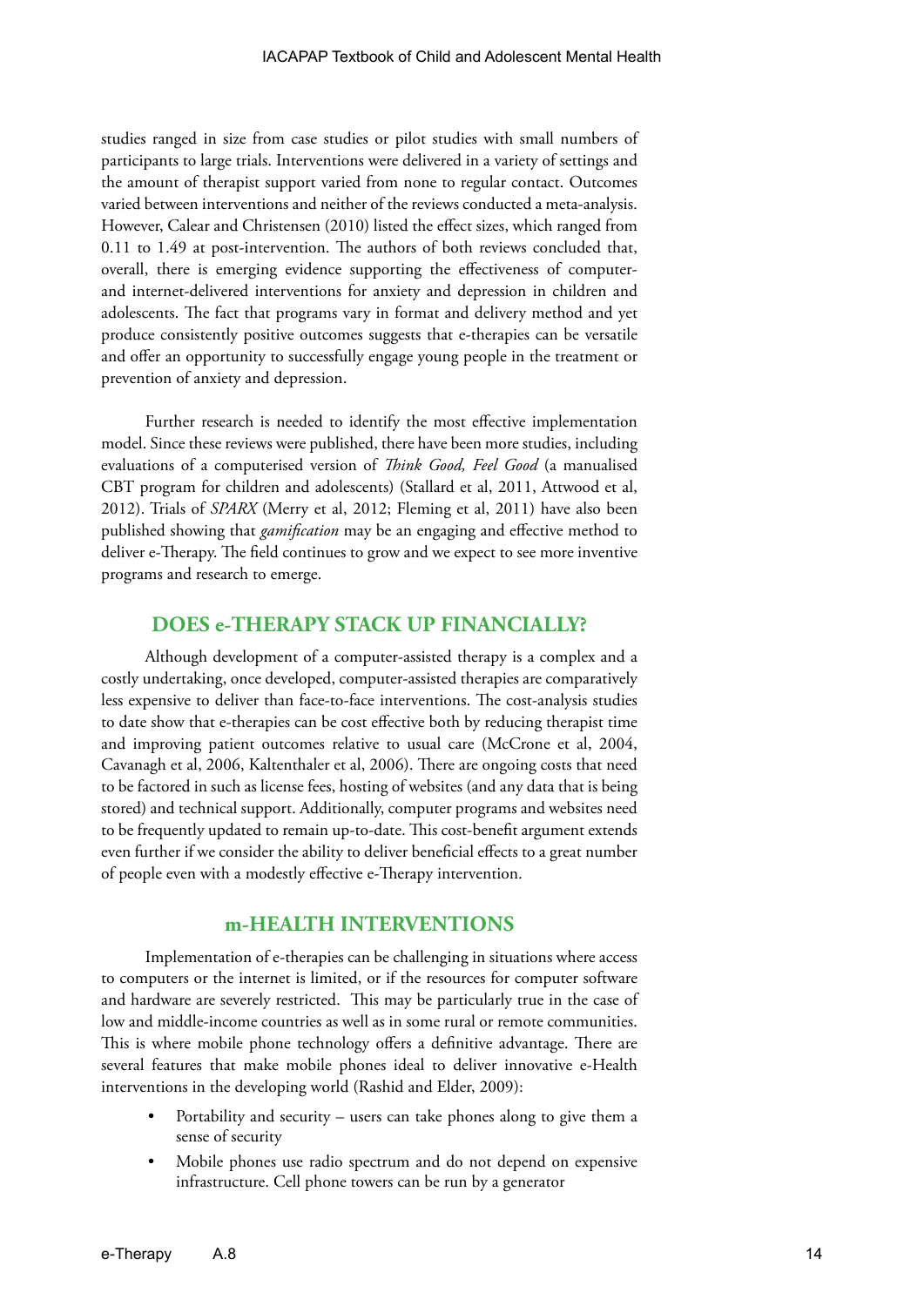studies ranged in size from case studies or pilot studies with small numbers of participants to large trials. Interventions were delivered in a variety of settings and the amount of therapist support varied from none to regular contact. Outcomes varied between interventions and neither of the reviews conducted a meta-analysis. However, Calear and Christensen (2010) listed the effect sizes, which ranged from 0.11 to 1.49 at post-intervention. The authors of both reviews concluded that, overall, there is emerging evidence supporting the effectiveness of computer- and internet-delivered interventions for anxiety and depression in children and adolescents. The fact that programs vary in format and delivery method and yet produce consistently positive outcomes suggests that e-therapies can be versatile and offer an opportunity to successfully engage young people in the treatment or prevention of anxiety and depression.

Further research is needed to identify the most effective implementation model. Since these reviews were published, there have been more studies, including evaluations of a computerised version of *Think Good, Feel Good* (a manualised CBT program for children and adolescents) (Stallard et al, 2011, Attwood et al, 2012). Trials of *SPARX* (Merry et al, 2012; Fleming et al, 2011) have also been published showing that *gamification* may be an engaging and effective method to deliver e-Therapy. The field continues to grow and we expect to see more inventive programs and research to emerge.

## DOES e-THERAPY STACK UP FINANCIALLY?

Although development of a computer-assisted therapy is a complex and a costly undertaking, once developed, computer-assisted therapies are comparatively less expensive to deliver than face-to-face interventions. The cost-analysis studies to date show that e-therapies can be cost effective both by reducing therapist time and improving patient outcomes relative to usual care (McCrone et al, 2004, Cavanagh et al, 2006, Kaltenthaler et al, 2006). There are ongoing costs that need to be factored in such as license fees, hosting of websites (and any data that is being stored) and technical support. Additionally, computer programs and websites need to be frequently updated to remain up-to-date. This cost-benefit argument extends even further if we consider the ability to deliver beneficial effects to a great number of people even with a modestly effective e-Therapy intervention.

## m-HEALTH INTERVENTIONS

Implementation of e-therapies can be challenging in situations where access to computers or the internet is limited, or if the resources for computer software and hardware are severely restricted. This may be particularly true in the case of low and middle-income countries as well as in some rural or remote communities. This is where mobile phone technology offers a definitive advantage. There are several features that make mobile phones ideal to deliver innovative e-Health interventions in the developing world (Rashid and Elder, 2009):

- Portability and security – users can take phones along to give them a sense of security
- Mobile phones use radio spectrum and do not depend on expensive infrastructure. Cell phone towers can be run by a generator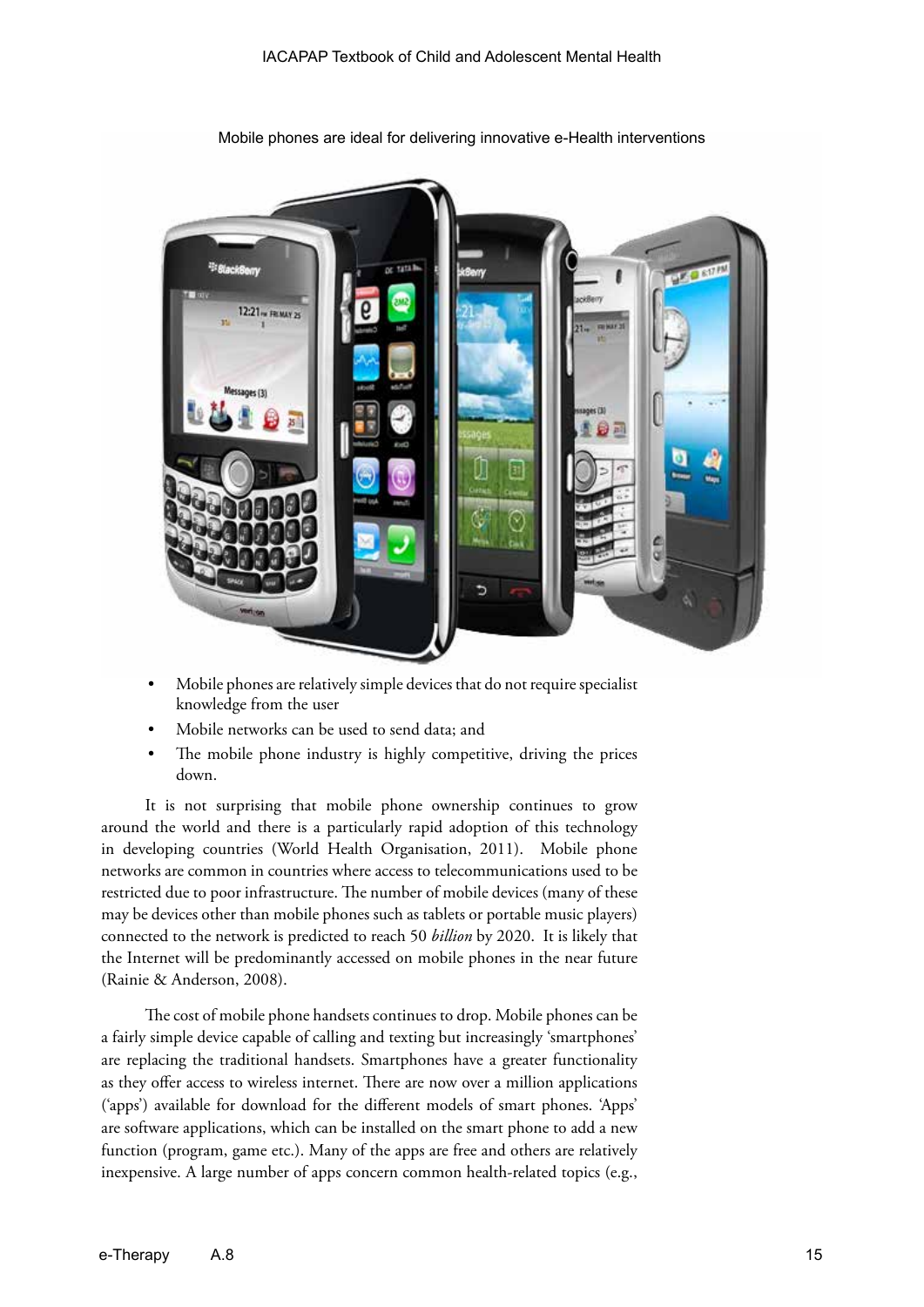Mobile phones are ideal for delivering innovative e-Health interventions

- Mobile phones are relatively simple devices that do not require specialist knowledge from the user
- Mobile networks can be used to send data; and
- The mobile phone industry is highly competitive, driving the prices down.

It is not surprising that mobile phone ownership continues to grow around the world and there is a particularly rapid adoption of this technology in developing countries (World Health Organisation, 2011). Mobile phone networks are common in countries where access to telecommunications used to be restricted due to poor infrastructure. The number of mobile devices (many of these may be devices other than mobile phones such as tablets or portable music players) connected to the network is predicted to reach 50 *billion* by 2020. It is likely that the Internet will be predominantly accessed on mobile phones in the near future (Rainie & Anderson, 2008).

The cost of mobile phone handsets continues to drop. Mobile phones can be a fairly simple device capable of calling and texting but increasingly 'smartphones' are replacing the traditional handsets. Smartphones have a greater functionality as they offer access to wireless internet. There are now over a million applications ('apps') available for download for the different models of smart phones. 'Apps' are software applications, which can be installed on the smart phone to add a new function (program, game etc.). Many of the apps are free and others are relatively inexpensive. A large number of apps concern common health-related topics (e.g.,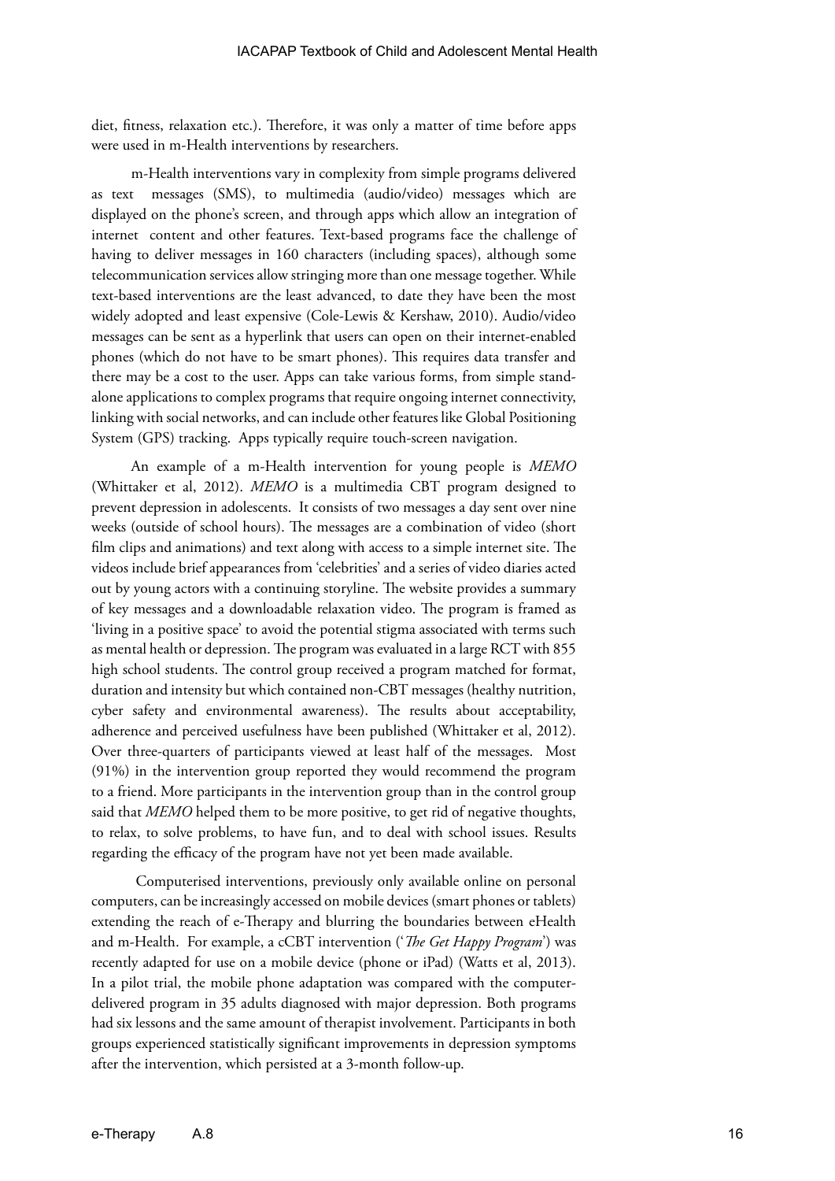diet, fitness, relaxation etc.). Therefore, it was only a matter of time before apps were used in m-Health interventions by researchers.

m-Health interventions vary in complexity from simple programs delivered as text messages (SMS), to multimedia (audio/video) messages which are displayed on the phone's screen, and through apps which allow an integration of internet content and other features. Text-based programs face the challenge of having to deliver messages in 160 characters (including spaces), although some telecommunication services allow stringing more than one message together. While text-based interventions are the least advanced, to date they have been the most widely adopted and least expensive (Cole-Lewis & Kershaw, 2010). Audio/video messages can be sent as a hyperlink that users can open on their internet-enabled phones (which do not have to be smart phones). This requires data transfer and there may be a cost to the user. Apps can take various forms, from simple stand-alone applications to complex programs that require ongoing internet connectivity, linking with social networks, and can include other features like Global Positioning System (GPS) tracking. Apps typically require touch-screen navigation.

An example of a m-Health intervention for young people is *MEMO* (Whittaker et al, 2012). *MEMO* is a multimedia CBT program designed to prevent depression in adolescents. It consists of two messages a day sent over nine weeks (outside of school hours). The messages are a combination of video (short film clips and animations) and text along with access to a simple internet site. The videos include brief appearances from 'celebrities' and a series of video diaries acted out by young actors with a continuing storyline. The website provides a summary of key messages and a downloadable relaxation video. The program is framed as 'living in a positive space' to avoid the potential stigma associated with terms such as mental health or depression. The program was evaluated in a large RCT with 855 high school students. The control group received a program matched for format, duration and intensity but which contained non-CBT messages (healthy nutrition, cyber safety and environmental awareness). The results about acceptability, adherence and perceived usefulness have been published (Whittaker et al, 2012). Over three-quarters of participants viewed at least half of the messages. Most (91%) in the intervention group reported they would recommend the program to a friend. More participants in the intervention group than in the control group said that *MEMO* helped them to be more positive, to get rid of negative thoughts, to relax, to solve problems, to have fun, and to deal with school issues. Results regarding the efficacy of the program have not yet been made available.

Computerised interventions, previously only available online on personal computers, can be increasingly accessed on mobile devices (smart phones or tablets) extending the reach of e-Therapy and blurring the boundaries between eHealth and m-Health. For example, a cCBT intervention ('*The Get Happy Program*') was recently adapted for use on a mobile device (phone or iPad) (Watts et al, 2013). In a pilot trial, the mobile phone adaptation was compared with the computer-delivered program in 35 adults diagnosed with major depression. Both programs had six lessons and the same amount of therapist involvement. Participants in both groups experienced statistically significant improvements in depression symptoms after the intervention, which persisted at a 3-month follow-up.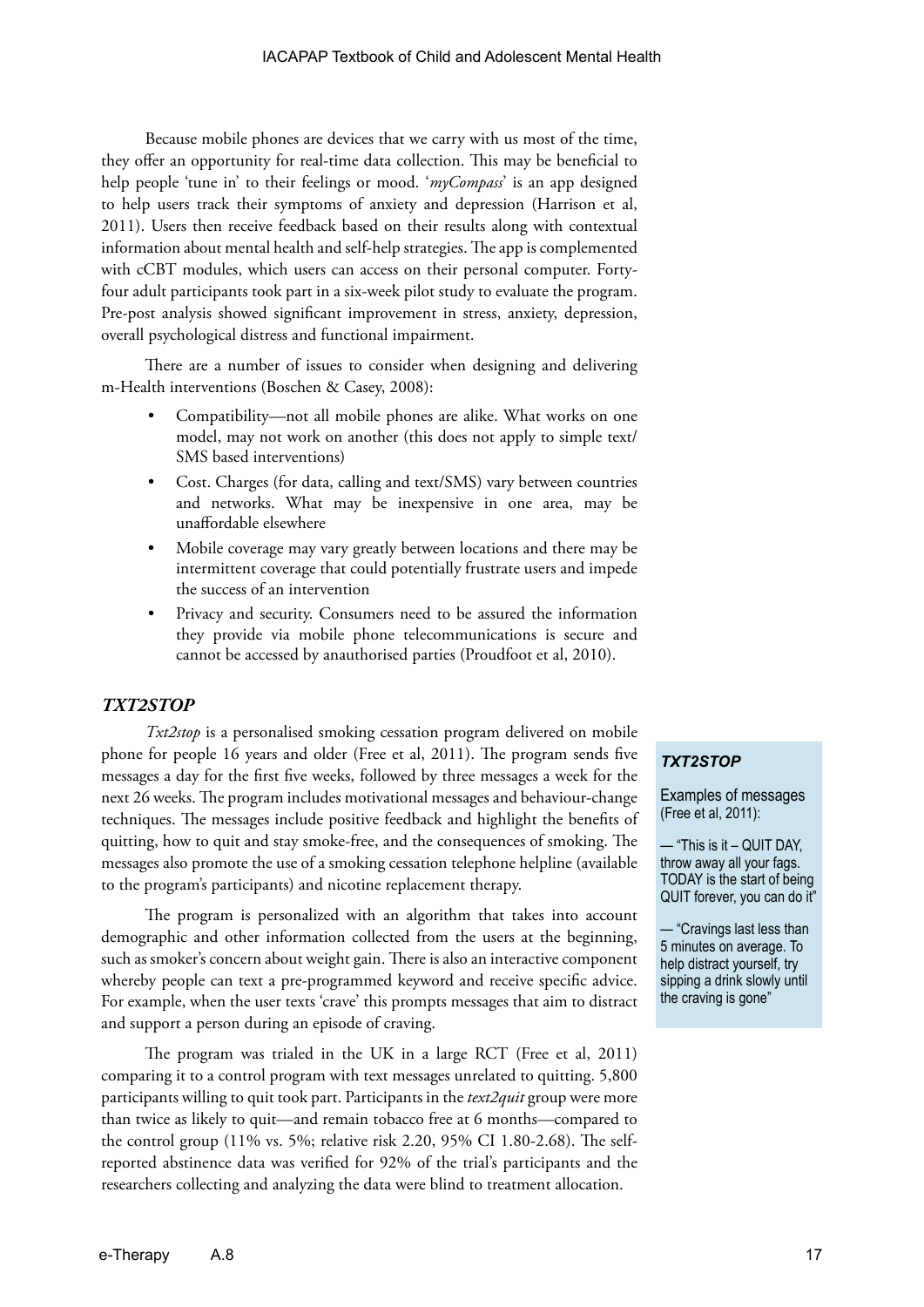Because mobile phones are devices that we carry with us most of the time, they offer an opportunity for real-time data collection. This may be beneficial to help people 'tune in' to their feelings or mood. '*myCompass*' is an app designed to help users track their symptoms of anxiety and depression (Harrison et al, 2011). Users then receive feedback based on their results along with contextual information about mental health and self-help strategies. The app is complemented with cCBT modules, which users can access on their personal computer. Forty-four adult participants took part in a six-week pilot study to evaluate the program. Pre-post analysis showed significant improvement in stress, anxiety, depression, overall psychological distress and functional impairment.

There are a number of issues to consider when designing and delivering m-Health interventions (Boschen & Casey, 2008):

- Compatibility—not all mobile phones are alike. What works on one model, may not work on another (this does not apply to simple text/SMS based interventions)
- Cost. Charges (for data, calling and text/SMS) vary between countries and networks. What may be inexpensive in one area, may be unaffordable elsewhere
- Mobile coverage may vary greatly between locations and there may be intermittent coverage that could potentially frustrate users and impede the success of an intervention
- Privacy and security. Consumers need to be assured the information they provide via mobile phone telecommunications is secure and cannot be accessed by anauthorised parties (Proudfoot et al, 2010).

### *TXT2STOP*

*Txt2stop* is a personalised smoking cessation program delivered on mobile phone for people 16 years and older (Free et al, 2011). The program sends five messages a day for the first five weeks, followed by three messages a week for the next 26 weeks. The program includes motivational messages and behaviour-change techniques. The messages include positive feedback and highlight the benefits of quitting, how to quit and stay smoke-free, and the consequences of smoking. The messages also promote the use of a smoking cessation telephone helpline (available to the program's participants) and nicotine replacement therapy.

The program is personalized with an algorithm that takes into account demographic and other information collected from the users at the beginning, such as smoker's concern about weight gain. There is also an interactive component whereby people can text a pre-programmed keyword and receive specific advice. For example, when the user texts 'crave' this prompts messages that aim to distract and support a person during an episode of craving.

The program was trialed in the UK in a large RCT (Free et al, 2011) comparing it to a control program with text messages unrelated to quitting. 5,800 participants willing to quit took part. Participants in the *text2quit* group were more than twice as likely to quit—and remain tobacco free at 6 months—compared to the control group (11% vs. 5%; relative risk 2.20, 95% CI 1.80-2.68). The self-reported abstinence data was verified for 92% of the trial's participants and the researchers collecting and analyzing the data were blind to treatment allocation.

> ***TXT2STOP***
>
> Examples of messages (Free et al, 2011):
>
> — "This is it – QUIT DAY, throw away all your fags. TODAY is the start of being QUIT forever, you can do it"
>
> — "Cravings last less than 5 minutes on average. To help distract yourself, try sipping a drink slowly until the craving is gone"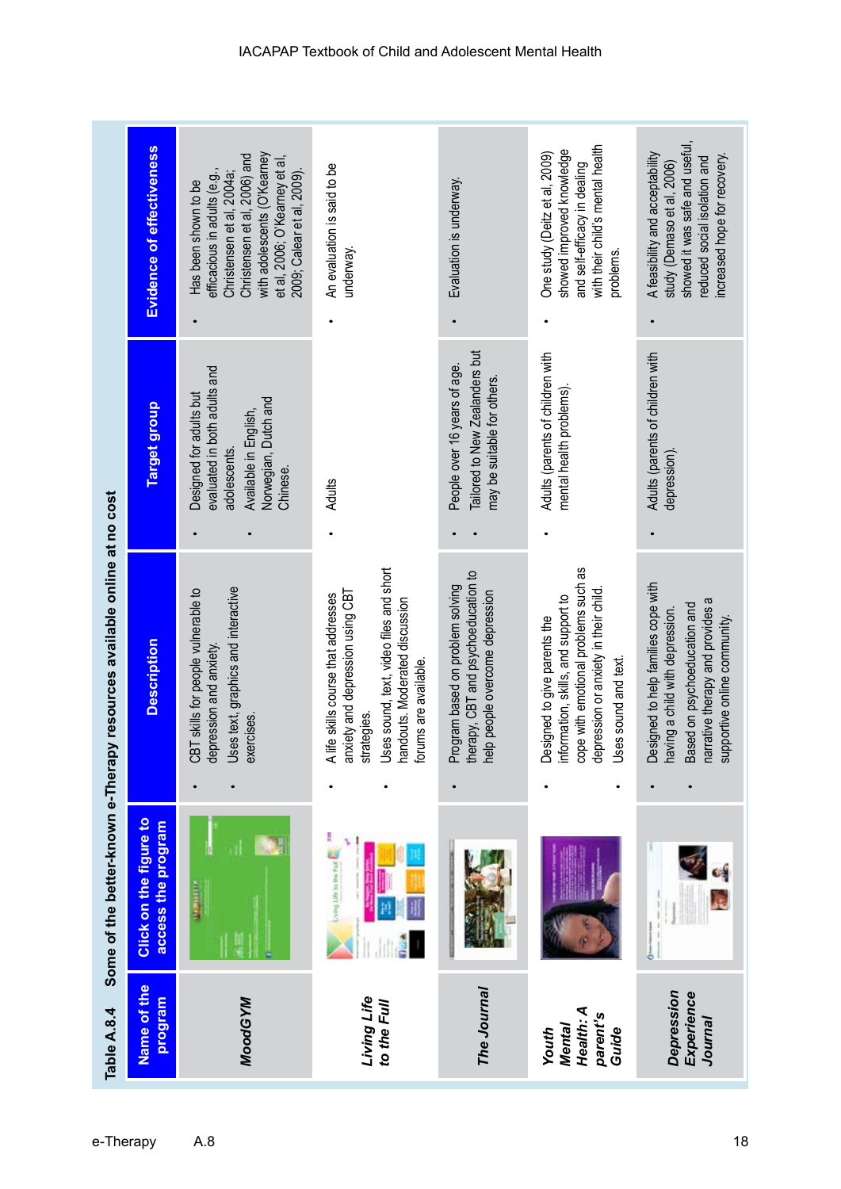**Table A.8.4 Some of the better-known e-Therapy resources available online at no cost**

| Name of the program | Click on the figure to access the program | Description | Target group | Evidence of effectiveness |
|---|---|---|---|---|
| ***MoodGYM*** | | • CBT skills for people vulnerable to depression and anxiety. • Uses text, graphics and interactive exercises. | • Designed for adults but evaluated in both adults and adolescents. • Available in English, Norwegian, Dutch and Chinese. | • Has been shown to be efficacious in adults (e.g., Christensen et al, 2004a; Christensen et al, 2006) and with adolescents (O'Kearney et al, 2006; O'Kearney et al, 2009; Calear et al, 2009). |
| ***Living Life to the Full*** | | • A life skills course that addresses anxiety and depression using CBT strategies. • Uses sound, text, video files and short handouts. Moderated discussion forums are available. | • Adults | • An evaluation is said to be underway. |
| ***The Journal*** | | • Program based on problem solving therapy, CBT and psychoeducation to help people overcome depression | • People over 16 years of age. • Tailored to New Zealanders but may be suitable for others. | • Evaluation is underway. |
| ***Youth Mental Health: A parent's Guide*** | | • Designed to give parents the information, skills, and support to cope with emotional problems such as depression or anxiety in their child. • Uses sound and text. | • Adults (parents of children with mental health problems). | • One study (Deitz et al, 2009) showed improved knowledge and self-efficacy in dealing with their child's mental health problems. |
| ***Depression Experience Journal*** | | • Designed to help families cope with having a child with depression. • Based on psychoeducation and narrative therapy and provides a supportive online community. | • Adults (parents of children with depression). | • A feasibility and acceptability study (Demaso et al, 2006) showed it was safe and useful, reduced social isolation and increased hope for recovery. |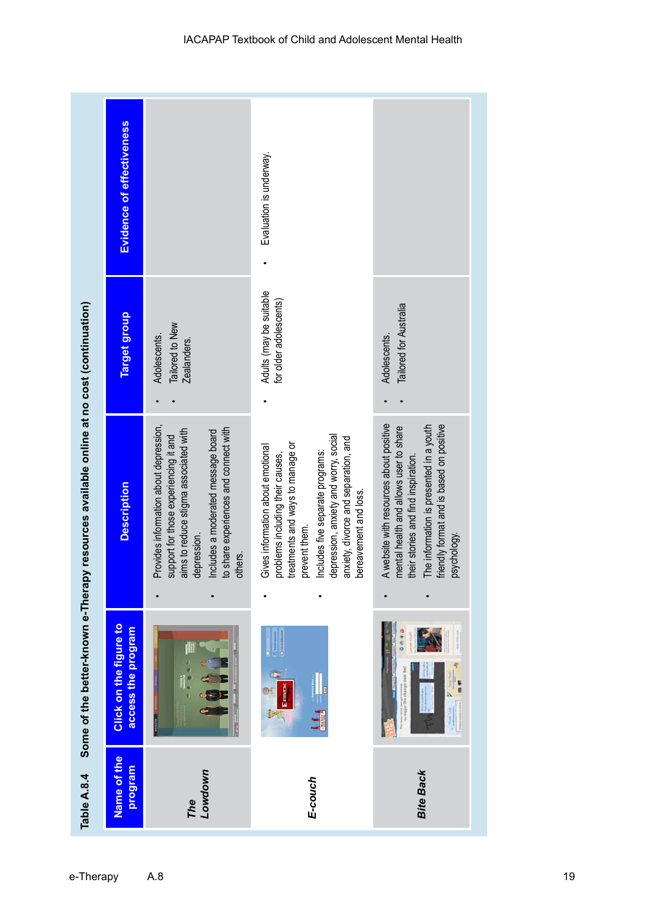Table A.8.4 Some of the better-known e-Therapy resources available online at no cost (continuation)

| Name of the program | Click on the figure to access the program | Description | Target group | Evidence of effectiveness |
|---|---|---|---|---|
| *The Lowdown* | | • Provides information about depression, support for those experiencing it and aims to reduce stigma associated with depression.<br>• Includes a moderated message board to share experiences and connect with others. | • Adolescents.<br>• Tailored to New Zealanders. | |
| *E-couch* | | • Gives information about emotional problems including their causes, treatments and ways to manage or prevent them.<br>• Includes five separate programs: depression, anxiety and worry, social anxiety, divorce and separation, and bereavement and loss. | • Adults (may be suitable for older adolescents) | • Evaluation is underway. |
| *Bite Back* | | • A website with resources about positive mental health and allows user to share their stories and find inspiration.<br>• The information is presented in a youth friendly format and is based on positive psychology. | • Adolescents.<br>• Tailored for Australia | |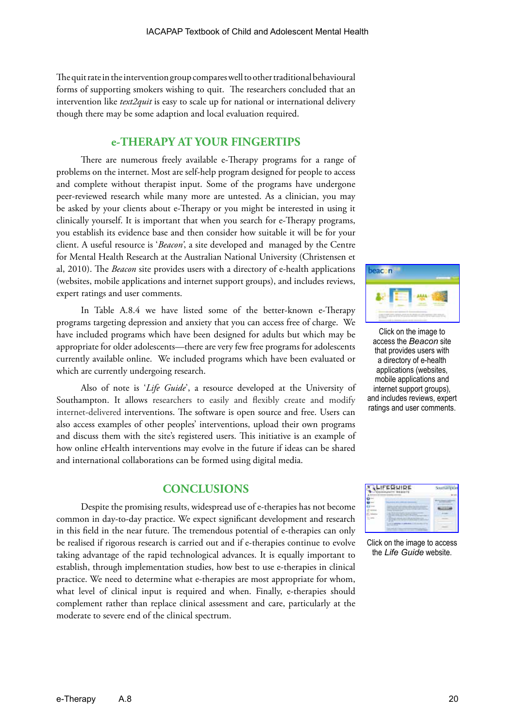The quit rate in the intervention group compares well to other traditional behavioural forms of supporting smokers wishing to quit. The researchers concluded that an intervention like *text2quit* is easy to scale up for national or international delivery though there may be some adaption and local evaluation required.

## e-THERAPY AT YOUR FINGERTIPS

There are numerous freely available e-Therapy programs for a range of problems on the internet. Most are self-help program designed for people to access and complete without therapist input. Some of the programs have undergone peer-reviewed research while many more are untested. As a clinician, you may be asked by your clients about e-Therapy or you might be interested in using it clinically yourself. It is important that when you search for e-Therapy programs, you establish its evidence base and then consider how suitable it will be for your client. A useful resource is '*Beacon*', a site developed and managed by the Centre for Mental Health Research at the Australian National University (Christensen et al, 2010). The *Beacon* site provides users with a directory of e-health applications (websites, mobile applications and internet support groups), and includes reviews, expert ratings and user comments.

Click on the image to access the *Beacon* site that provides users with a directory of e-health applications (websites, mobile applications and internet support groups), and includes reviews, expert ratings and user comments.

In Table A.8.4 we have listed some of the better-known e-Therapy programs targeting depression and anxiety that you can access free of charge. We have included programs which have been designed for adults but which may be appropriate for older adolescents—there are very few free programs for adolescents currently available online. We included programs which have been evaluated or which are currently undergoing research.

Also of note is '*Life Guide*', a resource developed at the University of Southampton. It allows researchers to easily and flexibly create and modify internet-delivered interventions. The software is open source and free. Users can also access examples of other peoples' interventions, upload their own programs and discuss them with the site's registered users. This initiative is an example of how online eHealth interventions may evolve in the future if ideas can be shared and international collaborations can be formed using digital media.

Click on the image to access the *Life Guide* website.

## CONCLUSIONS

Despite the promising results, widespread use of e-therapies has not become common in day-to-day practice. We expect significant development and research in this field in the near future. The tremendous potential of e-therapies can only be realised if rigorous research is carried out and if e-therapies continue to evolve taking advantage of the rapid technological advances. It is equally important to establish, through implementation studies, how best to use e-therapies in clinical practice. We need to determine what e-therapies are most appropriate for whom, what level of clinical input is required and when. Finally, e-therapies should complement rather than replace clinical assessment and care, particularly at the moderate to severe end of the clinical spectrum.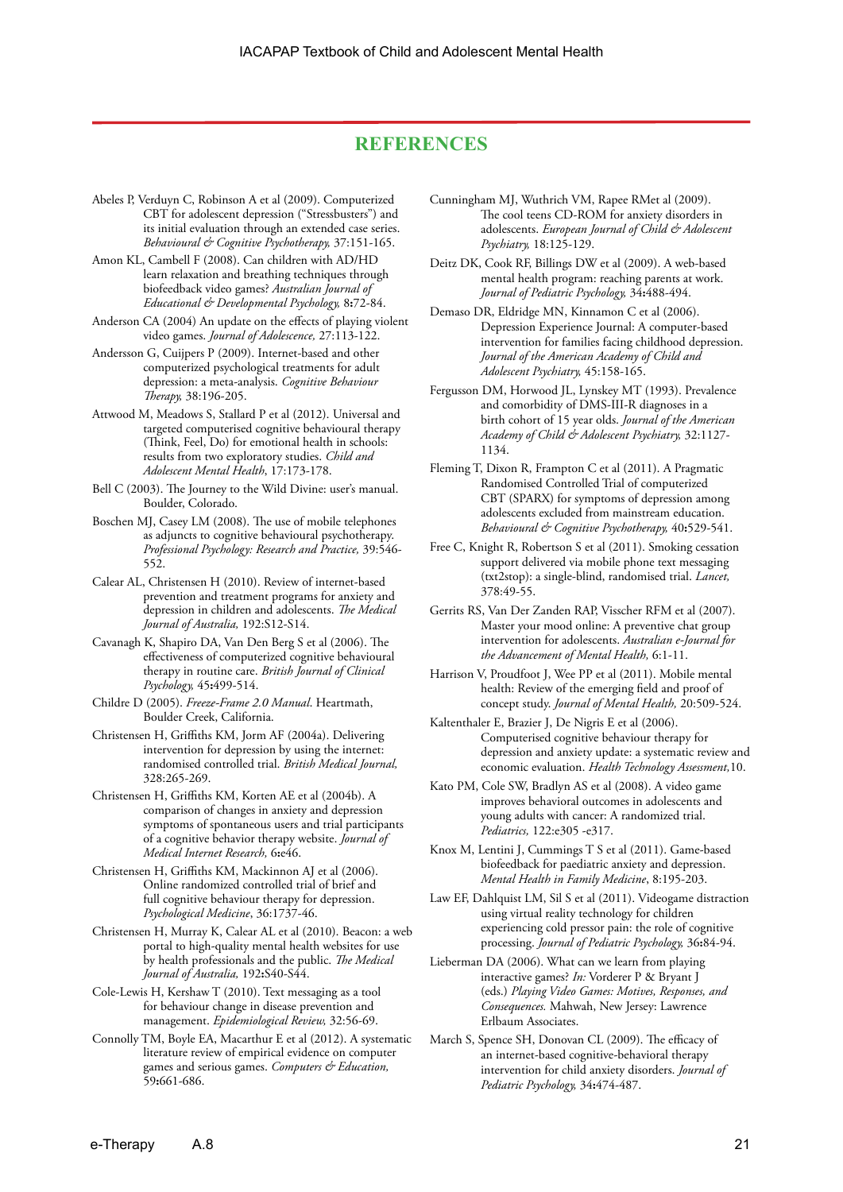## REFERENCES

Abeles P, Verduyn C, Robinson A et al (2009). Computerized CBT for adolescent depression ("Stressbusters") and its initial evaluation through an extended case series. *Behavioural & Cognitive Psychotherapy,* 37:151-165.

Amon KL, Cambell F (2008). Can children with AD/HD learn relaxation and breathing techniques through biofeedback video games? *Australian Journal of Educational & Developmental Psychology,* **8:**72-84.

Anderson CA (2004) An update on the effects of playing violent video games. *Journal of Adolescence,* 27:113-122.

Andersson G, Cuijpers P (2009). Internet-based and other computerized psychological treatments for adult depression: a meta-analysis. *Cognitive Behaviour Therapy,* 38:196-205.

Attwood M, Meadows S, Stallard P et al (2012). Universal and targeted computerised cognitive behavioural therapy (Think, Feel, Do) for emotional health in schools: results from two exploratory studies. *Child and Adolescent Mental Health,* 17:173-178.

Bell C (2003). The Journey to the Wild Divine: user's manual. Boulder, Colorado.

Boschen MJ, Casey LM (2008). The use of mobile telephones as adjuncts to cognitive behavioural psychotherapy. *Professional Psychology: Research and Practice,* 39:546-552.

Calear AL, Christensen H (2010). Review of internet-based prevention and treatment programs for anxiety and depression in children and adolescents. *The Medical Journal of Australia,* 192:S12-S14.

Cavanagh K, Shapiro DA, Van Den Berg S et al (2006). The effectiveness of computerized cognitive behavioural therapy in routine care. *British Journal of Clinical Psychology,* **45:**499-514.

Childre D (2005). *Freeze-Frame 2.0 Manual.* Heartmath, Boulder Creek, California.

Christensen H, Griffiths KM, Jorm AF (2004a). Delivering intervention for depression by using the internet: randomised controlled trial. *British Medical Journal,* 328:265-269.

Christensen H, Griffiths KM, Korten AE et al (2004b). A comparison of changes in anxiety and depression symptoms of spontaneous users and trial participants of a cognitive behavior therapy website. *Journal of Medical Internet Research,* **6:**e46.

Christensen H, Griffiths KM, Mackinnon AJ et al (2006). Online randomized controlled trial of brief and full cognitive behaviour therapy for depression. *Psychological Medicine*, 36:1737-46.

Christensen H, Murray K, Calear AL et al (2010). Beacon: a web portal to high-quality mental health websites for use by health professionals and the public. *The Medical Journal of Australia,* 192**:**S40-S44.

Cole-Lewis H, Kershaw T (2010). Text messaging as a tool for behaviour change in disease prevention and management. *Epidemiological Review,* 32:56-69.

Connolly TM, Boyle EA, Macarthur E et al (2012). A systematic literature review of empirical evidence on computer games and serious games. *Computers & Education,* 59**:**661-686.

Cunningham MJ, Wuthrich VM, Rapee RMet al (2009). The cool teens CD-ROM for anxiety disorders in adolescents. *European Journal of Child & Adolescent Psychiatry,* 18:125-129.

Deitz DK, Cook RF, Billings DW et al (2009). A web-based mental health program: reaching parents at work. *Journal of Pediatric Psychology,* 34**:**488-494.

Demaso DR, Eldridge MN, Kinnamon C et al (2006). Depression Experience Journal: A computer-based intervention for families facing childhood depression. *Journal of the American Academy of Child and Adolescent Psychiatry,* 45:158-165.

Fergusson DM, Horwood JL, Lynskey MT (1993). Prevalence and comorbidity of DMS-III-R diagnoses in a birth cohort of 15 year olds. *Journal of the American Academy of Child & Adolescent Psychiatry,* 32:1127-1134.

Fleming T, Dixon R, Frampton C et al (2011). A Pragmatic Randomised Controlled Trial of computerized CBT (SPARX) for symptoms of depression among adolescents excluded from mainstream education. *Behavioural & Cognitive Psychotherapy,* 40**:**529-541.

Free C, Knight R, Robertson S et al (2011). Smoking cessation support delivered via mobile phone text messaging (txt2stop): a single-blind, randomised trial. *Lancet,* 378:49-55.

Gerrits RS, Van Der Zanden RAP, Visscher RFM et al (2007). Master your mood online: A preventive chat group intervention for adolescents. *Australian e-Journal for the Advancement of Mental Health,* 6:1-11.

Harrison V, Proudfoot J, Wee PP et al (2011). Mobile mental health: Review of the emerging field and proof of concept study. *Journal of Mental Health,* 20:509-524.

Kaltenthaler E, Brazier J, De Nigris E et al (2006). Computerised cognitive behaviour therapy for depression and anxiety update: a systematic review and economic evaluation. *Health Technology Assessment,*10.

Kato PM, Cole SW, Bradlyn AS et al (2008). A video game improves behavioral outcomes in adolescents and young adults with cancer: A randomized trial. *Pediatrics,* 122:e305 -e317.

Knox M, Lentini J, Cummings T S et al (2011). Game-based biofeedback for paediatric anxiety and depression. *Mental Health in Family Medicine*, 8:195-203.

Law EF, Dahlquist LM, Sil S et al (2011). Videogame distraction using virtual reality technology for children experiencing cold pressor pain: the role of cognitive processing. *Journal of Pediatric Psychology,* 36**:**84-94.

Lieberman DA (2006). What can we learn from playing interactive games? *In:* Vorderer P & Bryant J (eds.) *Playing Video Games: Motives, Responses, and Consequences.* Mahwah, New Jersey: Lawrence Erlbaum Associates.

March S, Spence SH, Donovan CL (2009). The efficacy of an internet-based cognitive-behavioral therapy intervention for child anxiety disorders. *Journal of Pediatric Psychology,* 34**:**474-487.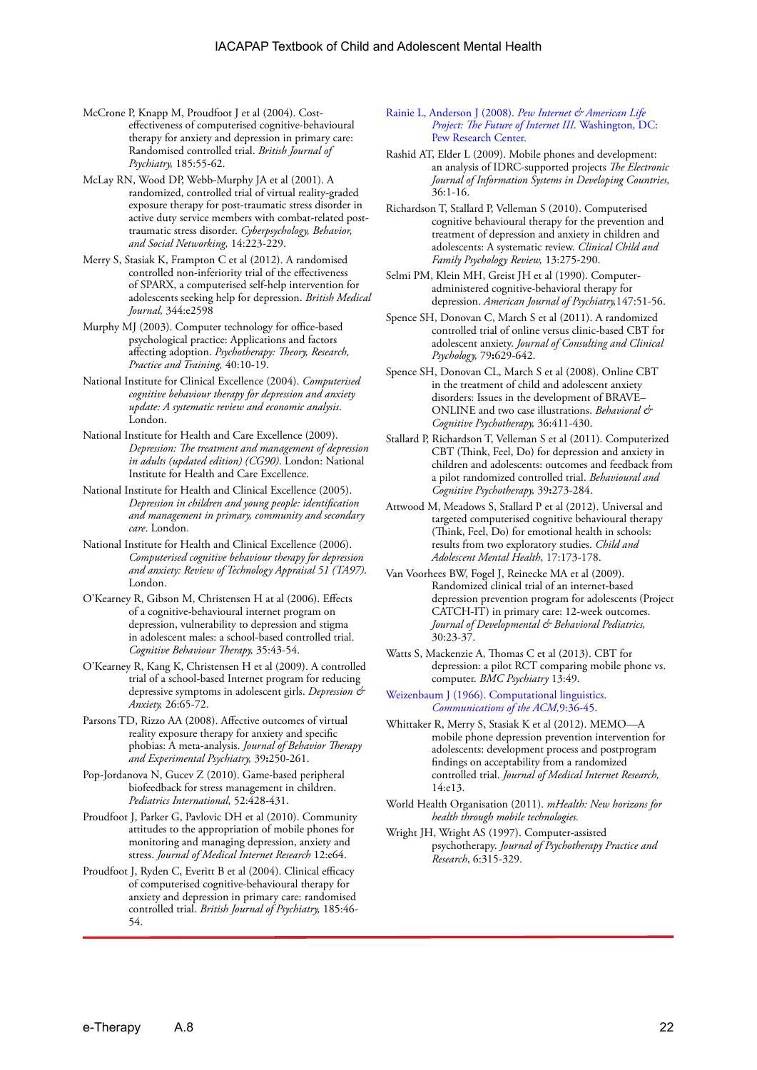McCrone P, Knapp M, Proudfoot J et al (2004). Cost-effectiveness of computerised cognitive-behavioural therapy for anxiety and depression in primary care: Randomised controlled trial. *British Journal of Psychiatry,* 185:55-62.

McLay RN, Wood DP, Webb-Murphy JA et al (2001). A randomized, controlled trial of virtual reality-graded exposure therapy for post-traumatic stress disorder in active duty service members with combat-related post-traumatic stress disorder. *Cyberpsychology, Behavior, and Social Networking,* 14:223-229.

Merry S, Stasiak K, Frampton C et al (2012). A randomised controlled non-inferiority trial of the effectiveness of SPARX, a computerised self-help intervention for adolescents seeking help for depression. *British Medical Journal,* 344:e2598

Murphy MJ (2003). Computer technology for office-based psychological practice: Applications and factors affecting adoption. *Psychotherapy: Theory, Research, Practice and Training,* 40:10-19.

National Institute for Clinical Excellence (2004). *Computerised cognitive behaviour therapy for depression and anxiety update: A systematic review and economic analysis*. London.

National Institute for Health and Care Excellence (2009). *Depression: The treatment and management of depression in adults (updated edition) (CG90)*. London: National Institute for Health and Care Excellence.

National Institute for Health and Clinical Excellence (2005). *Depression in children and young people: identification and management in primary, community and secondary care*. London.

National Institute for Health and Clinical Excellence (2006). *Computerised cognitive behaviour therapy for depression and anxiety: Review of Technology Appraisal 51 (TA97)*. London.

O'Kearney R, Gibson M, Christensen H at al (2006). Effects of a cognitive-behavioural internet program on depression, vulnerability to depression and stigma in adolescent males: a school-based controlled trial. *Cognitive Behaviour Therapy,* 35:43-54.

O'Kearney R, Kang K, Christensen H et al (2009). A controlled trial of a school-based Internet program for reducing depressive symptoms in adolescent girls. *Depression & Anxiety,* 26:65-72.

Parsons TD, Rizzo AA (2008). Affective outcomes of virtual reality exposure therapy for anxiety and specific phobias: A meta-analysis. *Journal of Behavior Therapy and Experimental Psychiatry,* 39**:**250-261.

Pop-Jordanova N, Gucev Z (2010). Game-based peripheral biofeedback for stress management in children. *Pediatrics International,* 52:428-431.

Proudfoot J, Parker G, Pavlovic DH et al (2010). Community attitudes to the appropriation of mobile phones for monitoring and managing depression, anxiety and stress. *Journal of Medical Internet Research* 12:e64.

Proudfoot J, Ryden C, Everitt B et al (2004). Clinical efficacy of computerised cognitive-behavioural therapy for anxiety and depression in primary care: randomised controlled trial. *British Journal of Psychiatry,* 185:46-54.

Rainie L, Anderson J (2008). *Pew Internet & American Life Project: The Future of Internet III*. Washington, DC: Pew Research Center.

Rashid AT, Elder L (2009). Mobile phones and development: an analysis of IDRC-supported projects *The Electronic Journal of Information Systems in Developing Countries,* 36:1-16.

Richardson T, Stallard P, Velleman S (2010). Computerised cognitive behavioural therapy for the prevention and treatment of depression and anxiety in children and adolescents: A systematic review. *Clinical Child and Family Psychology Review,* 13:275-290.

Selmi PM, Klein MH, Greist JH et al (1990). Computer-administered cognitive-behavioral therapy for depression. *American Journal of Psychiatry,*147:51-56.

Spence SH, Donovan C, March S et al (2011). A randomized controlled trial of online versus clinic-based CBT for adolescent anxiety. *Journal of Consulting and Clinical Psychology,* 79**:**629-642.

Spence SH, Donovan CL, March S et al (2008). Online CBT in the treatment of child and adolescent anxiety disorders: Issues in the development of BRAVE–ONLINE and two case illustrations. *Behavioral & Cognitive Psychotherapy,* 36:411-430.

Stallard P, Richardson T, Velleman S et al (2011). Computerized CBT (Think, Feel, Do) for depression and anxiety in children and adolescents: outcomes and feedback from a pilot randomized controlled trial. *Behavioural and Cognitive Psychotherapy,* 39**:**273-284.

Attwood M, Meadows S, Stallard P et al (2012). Universal and targeted computerised cognitive behavioural therapy (Think, Feel, Do) for emotional health in schools: results from two exploratory studies. *Child and Adolescent Mental Health*, 17:173-178.

Van Voorhees BW, Fogel J, Reinecke MA et al (2009). Randomized clinical trial of an internet-based depression prevention program for adolescents (Project CATCH-IT) in primary care: 12-week outcomes. *Journal of Developmental & Behavioral Pediatrics,* 30:23-37.

Watts S, Mackenzie A, Thomas C et al (2013). CBT for depression: a pilot RCT comparing mobile phone vs. computer. *BMC Psychiatry* 13:49.

Weizenbaum J (1966). Computational linguistics. *Communications of the ACM,*9:36-45.

Whittaker R, Merry S, Stasiak K et al (2012). MEMO—A mobile phone depression prevention intervention for adolescents: development process and postprogram findings on acceptability from a randomized controlled trial. *Journal of Medical Internet Research,* 14:e13.

World Health Organisation (2011). *mHealth: New horizons for health through mobile technologies.*

Wright JH, Wright AS (1997). Computer-assisted psychotherapy. *Journal of Psychotherapy Practice and Research*, 6:315-329.